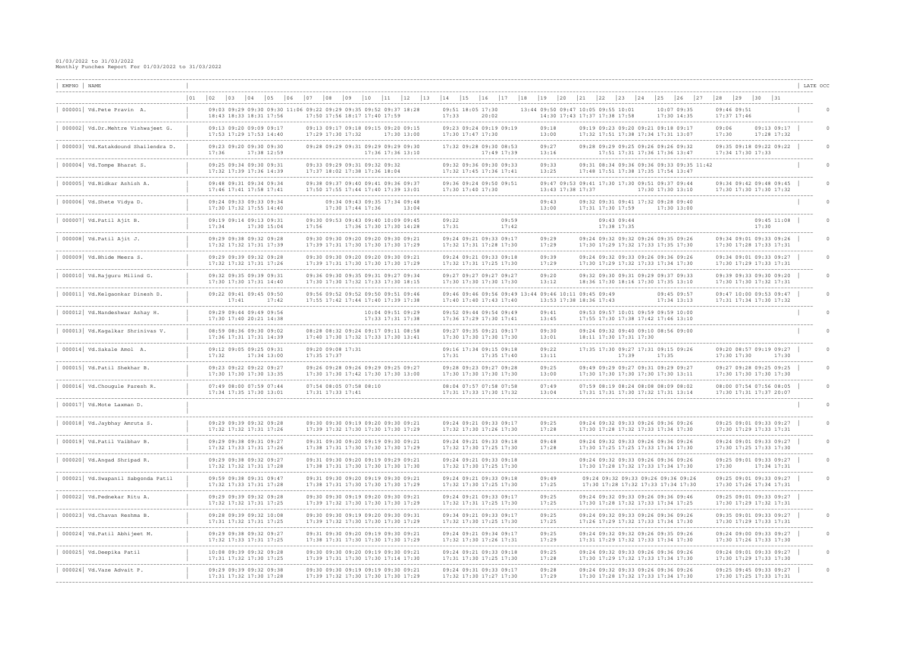01/03/2022 to 31/03/2022
Monthly Punches Report For 01/03/2022 to 31/03/2022

| EMPNO | NAME | 01 | 02 | 03 | 04 | 05 | 06 | 07 | 08 | 09 | 10 | 11 | 12 | 13 | 14 | 15 | 16 | 17 | 18 | 19 | 20 | 21 | 22 | 23 | 24 | 25 | 26 | 27 | 28 | 29 | 30 | 31 | LATE OCC |
|---|---|---|---|---|---|---|---|---|---|---|---|---|---|---|---|---|---|---|---|---|---|---|---|---|---|---|---|---|---|---|---|---|---|
| 000001 | Vd.Pete Pravin A. | | 09:03 18:43 | 09:29 18:33 | 09:30 18:31 | 09:30 17:56 | 11:06 | 09:22 17:50 | 09:29 17:56 | 09:35 18:17 | 09:52 17:40 | 09:37 17:59 | 18:28 | | 09:51 17:33 | 18:05 | 17:30 20:02 | | | | 13:44 | 09:50 14:30 | 09:47 17:43 | 10:05 17:37 | 09:55 17:38 | 10:01 17:58 | 10:07 17:30 | 09:35 14:35 | 09:46 17:37 | 09:51 17:46 | | | 0 |
| 000002 | Vd.Dr.Mehtre Vishwajeet G. | | 09:13 17:53 | 09:20 17:29 | 09:09 17:53 | 09:17 14:40 | | 09:13 17:29 | 09:17 17:30 | 09:18 17:32 | 09:15 | 09:20 17:30 | 09:15 13:00 | | 09:23 17:30 | 09:24 17:47 | 09:19 17:30 | 09:19 | | 09:18 13:00 | | 09:19 17:32 | 09:23 17:51 | 09:20 17:38 | 09:21 17:34 | 09:18 17:31 | 09:17 13:07 | | 09:06 17:30 | | 09:13 17:28 | 09:17 17:32 | 0 |
| 000003 | Vd.Katakdound Shailendra D. | | 09:23 17:36 | 09:20 | 09:30 17:38 | 09:30 12:59 | | 09:28 | 09:29 | 09:31 | 09:29 17:36 | 09:29 17:36 | 09:30 13:10 | | 17:32 | 09:28 | 09:30 17:49 | 08:53 17:39 | | 09:27 13:16 | | 09:28 | 09:29 17:51 | 09:25 17:31 | 09:26 17:36 | 09:26 17:36 | 09:32 13:47 | | 09:35 17:34 | 09:18 17:30 | 09:22 17:33 | 09:22 | 0 |
| 000004 | Vd.Tompe Bharat S. | | 09:25 17:32 | 09:34 17:39 | 09:30 17:36 | 09:31 14:39 | | 09:33 17:37 | 09:29 18:02 | 09:31 17:38 | 09:32 17:36 | 09:32 18:04 | | | 09:32 17:32 | 09:36 17:45 | 09:30 17:36 | 09:33 17:41 | | 09:33 13:25 | | 09:31 17:48 | 08:34 17:51 | 09:36 17:38 | 09:36 17:35 | 09:33 17:54 | 09:35 13:47 | 11:42 | | | | | 0 |
| 000005 | Vd.Bidkar Ashish A. | | 09:48 17:46 | 09:31 17:41 | 09:34 17:58 | 09:34 17:41 | | 09:38 17:50 | 09:37 17:55 | 09:40 17:44 | 09:41 17:40 | 09:36 17:39 | 09:37 13:01 | | 09:36 17:30 | 09:24 17:40 | 09:50 17:30 | 09:51 | | 09:47 13:43 | 09:53 17:38 | 09:41 17:37 | 17:30 | 17:30 | 09:51 17:30 | 09:37 17:30 | 09:44 13:10 | | 09:34 17:30 | 09:42 17:30 | 09:48 17:30 | 09:45 17:32 | 0 |
| 000006 | Vd.Shete Vidya D. | | 09:24 17:30 | 09:33 17:32 | 09:33 17:55 | 09:34 14:40 | | | 09:34 17:30 | 09:43 17:44 | 09:35 17:36 | 17:34 | 09:48 13:04 | | | | | | | 09:43 13:00 | | 09:32 17:31 | 09:31 17:30 | 09:41 17:59 | 17:32 | 09:28 17:30 | 09:40 13:00 | | | | | | 0 |
| 000007 | Vd.Patil Ajit B. | | 09:19 17:34 | 09:14 | 09:13 17:30 | 09:31 15:04 | | 09:30 17:56 | 09:53 | 09:43 17:36 | 09:40 17:30 | 10:09 17:30 | 09:45 14:28 | | 09:22 17:31 | | | 09:59 17:42 | | | | | | 09:43 17:38 | 09:44 17:35 | | | | | | 09:45 17:30 | 11:08 | 0 |
| 000008 | Vd.Patil Ajit J. | | 09:29 17:32 | 09:38 17:32 | 09:32 17:31 | 09:28 17:39 | | 09:30 17:39 | 09:30 17:31 | 09:20 17:30 | 09:20 17:30 | 09:30 17:30 | 09:21 17:29 | | 09:24 17:32 | 09:21 17:31 | 09:33 17:28 | 09:17 17:30 | | 09:29 17:29 | | 09:24 17:30 | 09:32 17:29 | 09:32 17:32 | 09:26 17:33 | 09:35 17:35 | 09:26 17:30 | | 09:34 17:30 | 09:01 17:28 | 09:33 17:33 | 09:26 17:31 | 0 |
| 000009 | Vd.Bhide Meera S. | | 09:29 17:32 | 09:39 17:32 | 09:32 17:31 | 09:28 17:26 | | 09:30 17:39 | 09:30 17:31 | 09:20 17:30 | 09:20 17:30 | 09:30 17:30 | 09:21 17:29 | | 09:24 17:32 | 09:21 17:31 | 09:33 17:25 | 09:18 17:30 | | 09:39 17:29 | | 09:24 17:30 | 09:32 17:29 | 09:33 17:32 | 09:26 17:33 | 09:36 17:34 | 09:26 17:30 | | 09:34 17:30 | 09:01 17:29 | 09:33 17:33 | 09:27 17:31 | 0 |
| 000010 | Vd.Rajguru Milind G. | | 09:32 17:30 | 09:35 17:30 | 09:39 17:31 | 09:31 14:40 | | 09:36 17:30 | 09:30 17:30 | 09:35 17:32 | 09:31 17:33 | 09:27 17:30 | 09:34 18:15 | | 09:27 17:30 | 09:27 17:30 | 09:27 17:30 | 09:27 17:30 | | 09:20 13:12 | | 09:32 18:36 | 09:30 17:30 | 09:31 18:16 | 09:29 17:30 | 09:37 17:35 | 09:33 13:10 | | 09:39 17:30 | 09:33 17:30 | 09:30 17:32 | 09:20 17:31 | 0 |
| 000011 | Vd.Kelgaonkar Dinesh D. | | 09:22 | 09:41 17:41 | 09:45 | 09:50 17:42 | | 09:56 17:55 | 09:52 17:42 | 09:52 17:44 | 09:50 17:40 | 09:51 17:39 | 09:46 17:38 | | 09:46 17:40 | 09:46 17:40 | 09:56 17:43 | 09:49 17:40 | 13:44 | 09:46 13:53 | 10:11 17:38 | 09:45 18:36 | 09:49 17:43 | | | 09:45 17:34 | 09:57 13:13 | | 09:47 17:31 | 10:00 17:34 | 09:53 17:30 | 09:47 17:32 | 0 |
| 000012 | Vd.Nandeshwar Ashay H. | | 09:29 17:30 | 09:44 17:40 | 09:49 20:21 | 09:56 14:38 | | | | | 10:04 17:33 | 09:51 17:31 | 09:29 17:38 | | 09:52 17:36 | 09:44 17:29 | 09:54 17:30 | 09:49 17:41 | | 09:41 13:45 | | 09:53 17:55 | 09:57 17:30 | 10:01 17:38 | 09:59 17:42 | 09:59 17:46 | 10:00 13:10 | | | | | | 0 |
| 000013 | Vd.Kagalkar Shrinivas V. | | 08:59 17:36 | 08:36 17:31 | 09:30 17:31 | 09:02 14:39 | | 08:28 17:40 | 08:32 17:30 | 09:24 17:32 | 09:17 17:33 | 09:11 17:30 | 08:58 13:41 | | 09:27 17:30 | 09:35 17:30 | 09:21 17:30 | 09:17 17:30 | | 09:30 13:01 | | 09:24 18:11 | 09:32 17:30 | 09:40 17:31 | 09:10 17:30 | 08:56 | 09:00 | | | | | | 0 |
| 000014 | Vd.Sakale Amol A. | | 09:12 17:32 | 09:05 | 09:25 17:34 | 09:31 13:00 | | 09:20 17:35 | 09:08 17:37 | 17:31 | | | | | 09:16 17:31 | 17:34 | 09:15 17:35 | 09:18 17:40 | | 09:22 13:11 | | 17:35 | 17:30 | 09:27 17:39 | 17:31 | 09:15 17:35 | 09:26 | | 09:20 17:30 | 08:57 17:30 | 09:19 | 09:27 17:30 | 0 |
| 000015 | Vd.Patil Shekhar B. | | 09:23 17:30 | 09:22 17:30 | 09:22 17:30 | 09:27 13:35 | | 09:26 17:30 | 09:28 17:30 | 09:26 17:42 | 09:29 17:30 | 09:25 17:30 | 09:27 13:00 | | 09:28 17:30 | 09:23 17:30 | 09:27 17:30 | 09:28 17:30 | | 09:25 13:00 | | 09:49 17:30 | 09:29 17:30 | 09:27 17:30 | 09:31 17:30 | 09:29 17:30 | 09:27 13:11 | | 09:27 17:30 | 09:28 17:30 | 09:25 17:30 | 09:25 17:30 | 0 |
| 000016 | Vd.Chougule Paresh R. | | 07:49 17:34 | 08:00 17:35 | 07:59 17:30 | 07:44 13:01 | | 07:54 17:31 | 08:05 17:33 | 07:58 17:41 | 08:10 | | | | 08:04 17:31 | 07:57 17:33 | 07:58 17:30 | 07:58 17:32 | | 07:49 13:04 | | 07:59 17:31 | 08:19 17:31 | 08:24 17:30 | 08:08 17:32 | 08:09 17:31 | 08:02 13:14 | | 08:00 17:30 | 07:54 17:31 | 07:56 17:37 | 08:05 20:07 | 0 |
| 000017 | Vd.Mote Laxman D. | | | | | | | | | | | | | | | | | | | | | | | | | | | | | | | | 0 |
| 000018 | Vd.Jaybhay Amruta S. | | 09:29 17:32 | 09:39 17:32 | 09:32 17:31 | 09:28 17:26 | | 09:30 17:39 | 09:30 17:32 | 09:19 17:30 | 09:20 17:30 | 09:30 17:30 | 09:21 17:29 | | 09:24 17:32 | 09:21 17:30 | 09:33 17:26 | 09:17 17:30 | | 09:25 17:28 | | 09:24 17:30 | 09:32 17:28 | 09:33 17:32 | 09:26 17:33 | 09:36 17:34 | 09:26 17:30 | | 09:25 17:30 | 09:01 17:29 | 09:33 17:33 | 09:27 17:31 | 0 |
| 000019 | Vd.Patil Vaibhav B. | | 09:29 17:32 | 09:38 17:33 | 09:31 17:31 | 09:27 17:26 | | 09:31 17:38 | 09:30 17:31 | 09:20 17:30 | 09:19 17:30 | 09:30 17:30 | 09:21 17:29 | | 09:24 17:32 | 09:21 17:30 | 09:33 17:25 | 09:18 17:30 | | 09:48 17:28 | | 09:24 17:30 | 09:32 17:25 | 09:33 17:25 | 09:26 17:33 | 09:36 17:34 | 09:26 17:30 | | 09:24 17:30 | 09:01 17:25 | 09:33 17:33 | 09:27 17:30 | 0 |
| 000020 | Vd.Angad Shripad R. | | 09:29 17:32 | 09:38 17:32 | 09:32 17:31 | 09:27 17:28 | | 09:31 17:38 | 09:30 17:31 | 09:20 17:30 | 09:19 17:30 | 09:29 17:30 | 09:21 17:30 | | 09:24 17:32 | 09:21 17:30 | 09:33 17:25 | 09:18 17:30 | | | | 09:24 17:30 | 09:32 17:28 | 09:33 17:32 | 09:26 17:33 | 09:36 17:34 | 09:26 17:30 | | 09:25 17:30 | 09:01 | 09:33 17:34 | 09:27 17:31 | 0 |
| 000021 | Vd.Swapanil Sabgonda Patil | | 09:59 17:32 | 09:38 17:33 | 09:31 17:31 | 09:47 17:28 | | 09:31 17:38 | 09:30 17:31 | 09:20 17:30 | 09:19 17:30 | 09:30 17:30 | 09:21 17:29 | | 09:24 17:32 | 09:21 17:30 | 09:33 17:25 | 09:18 17:30 | | 09:49 17:25 | | 09:24 17:30 | 09:32 17:28 | 09:33 17:32 | 09:26 17:33 | 09:36 17:34 | 09:26 17:30 | | 09:25 17:30 | 09:01 17:26 | 09:33 17:34 | 09:27 17:31 | 0 |
| 000022 | Vd.Pednekar Ritu A. | | 09:29 17:32 | 09:39 17:32 | 09:32 17:31 | 09:28 17:25 | | 09:30 17:39 | 09:30 17:32 | 09:19 17:30 | 09:20 17:30 | 09:30 17:30 | 09:21 17:29 | | 09:24 17:32 | 09:21 17:31 | 09:33 17:25 | 09:17 17:30 | | 09:25 17:25 | | 09:24 17:30 | 09:32 17:28 | 09:33 17:32 | 09:26 17:33 | 09:36 17:34 | 09:46 17:25 | | 09:25 17:30 | 09:01 17:29 | 09:33 17:32 | 09:27 17:31 | |
| 000023 | Vd.Chavan Reshma B. | | 09:28 17:31 | 09:39 17:32 | 09:32 17:31 | 10:08 17:25 | | 09:30 17:39 | 09:30 17:32 | 09:19 17:30 | 09:20 17:30 | 09:30 17:30 | 09:31 17:29 | | 09:34 17:32 | 09:21 17:30 | 09:33 17:25 | 09:17 17:30 | | 09:25 17:25 | | 09:24 17:26 | 09:32 17:29 | 09:33 17:32 | 09:26 17:33 | 09:36 17:34 | 09:26 17:30 | | 09:35 17:30 | 09:01 17:29 | 09:33 17:33 | 09:27 17:31 | 0 |
| 000024 | Vd.Patil Abhijeet M. | | 09:29 17:32 | 09:38 17:33 | 09:32 17:31 | 09:27 17:25 | | 09:31 17:38 | 09:30 17:31 | 09:20 17:30 | 09:19 17:30 | 09:30 17:30 | 09:21 17:29 | | 09:24 17:32 | 09:21 17:30 | 09:34 17:26 | 09:17 17:31 | | 09:25 17:29 | | 09:24 17:31 | 09:32 17:29 | 09:32 17:32 | 09:26 17:33 | 09:35 17:34 | 09:26 17:30 | | 09:24 17:30 | 09:00 17:26 | 09:33 17:33 | 09:27 17:30 | 0 |
| 000025 | Vd.Deepika Patil | | 10:08 17:31 | 09:39 17:32 | 09:32 17:30 | 09:28 17:25 | | 09:30 17:39 | 09:30 17:31 | 09:20 17:30 | 09:19 17:30 | 09:30 17:14 | 09:21 17:30 | | 09:24 17:31 | 09:21 17:30 | 09:33 17:25 | 09:18 17:30 | | 09:25 17:28 | | 09:24 17:30 | 09:32 17:29 | 09:33 17:32 | 09:26 17:33 | 09:36 17:34 | 09:26 17:30 | | 09:24 17:30 | 09:01 17:29 | 09:33 17:33 | 09:27 17:30 | 0 |
| 000026 | Vd.Vaze Advait P. | | 09:29 17:31 | 09:39 17:32 | 09:32 17:30 | 09:38 17:28 | | 09:30 17:39 | 09:30 17:32 | 09:19 17:30 | 09:19 17:30 | 09:30 17:30 | 09:21 17:29 | | 09:24 17:32 | 09:31 17:30 | 09:33 17:27 | 09:17 17:30 | | 09:28 17:29 | | 09:24 17:30 | 09:32 17:28 | 09:33 17:32 | 09:26 17:33 | 09:36 17:34 | 09:26 17:30 | | 09:25 17:30 | 09:45 17:25 | 09:33 17:33 | 09:27 17:31 | 0 |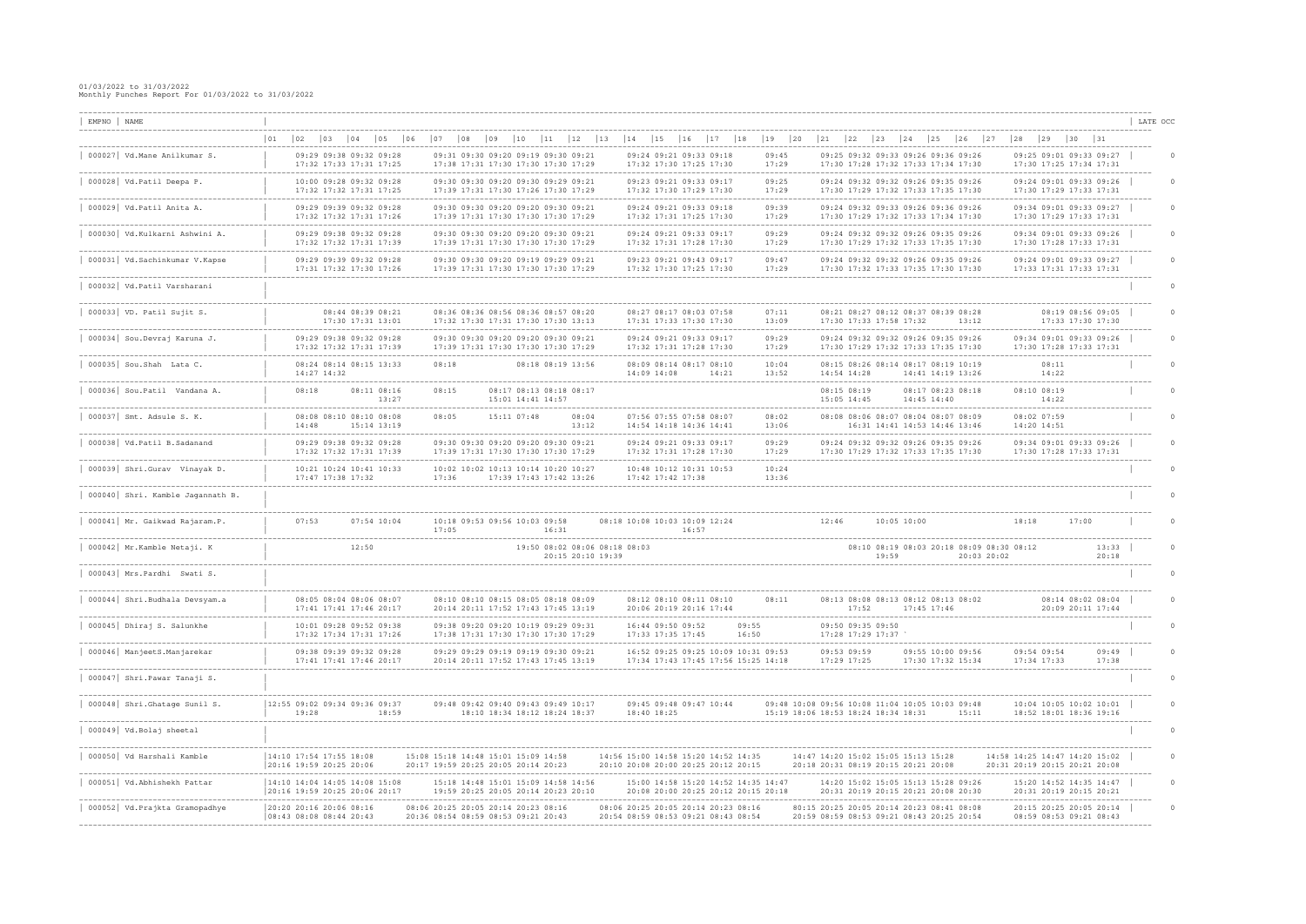01/03/2022 to 31/03/2022
Monthly Punches Report For 01/03/2022 to 31/03/2022

| EMPNO | NAME | 01 | 02 | 03 | 04 | 05 | 06 | 07 | 08 | 09 | 10 | 11 | 12 | 13 | 14 | 15 | 16 | 17 | 18 | 19 | 20 | 21 | 22 | 23 | 24 | 25 | 26 | 27 | 28 | 29 | 30 | 31 | LATE OCC |
|---|---|---|---|---|---|---|---|---|---|---|---|---|---|---|---|---|---|---|---|---|---|---|---|---|---|---|---|---|---|---|---|---|---|
| 000027 | Vd.Mane Anilkumar S. | | 09:29 17:32 | 09:38 17:33 | 09:32 17:31 | 09:28 17:25 | | 09:31 17:38 | 09:30 17:31 | 09:20 17:30 | 09:19 17:30 | 09:30 17:30 | 09:21 17:29 | | 09:24 17:32 | 09:21 17:30 | 09:33 17:25 | 09:18 17:30 | | 09:45 17:29 | | 09:25 17:30 | 09:32 17:28 | 09:33 17:32 | 09:26 17:33 | 09:36 17:34 | 09:26 17:30 | | 09:25 17:30 | 09:01 17:25 | 09:33 17:34 | 09:27 17:31 | 0 |
| 000028 | Vd.Patil Deepa P. | | 10:00 17:32 | 09:28 17:32 | 09:32 17:31 | 09:28 17:25 | | 09:30 17:39 | 09:30 17:31 | 09:20 17:30 | 09:30 17:26 | 09:29 17:30 | 09:21 17:29 | | 09:23 17:32 | 09:21 17:30 | 09:33 17:29 | 09:17 17:30 | | 09:25 17:29 | | 09:24 17:30 | 09:32 17:29 | 09:32 17:32 | 09:26 17:33 | 09:35 17:35 | 09:26 17:30 | | 09:24 17:30 | 09:01 17:29 | 09:33 17:33 | 09:26 17:31 | 0 |
| 000029 | Vd.Patil Anita A. | | 09:29 17:32 | 09:39 17:32 | 09:32 17:31 | 09:28 17:26 | | 09:30 17:39 | 09:30 17:31 | 09:20 17:30 | 09:20 17:30 | 09:30 17:30 | 09:21 17:29 | | 09:24 17:32 | 09:21 17:31 | 09:33 17:25 | 09:18 17:30 | | 09:39 17:29 | | 09:24 17:30 | 09:32 17:29 | 09:33 17:32 | 09:26 17:33 | 09:36 17:34 | 09:26 17:30 | | 09:34 17:30 | 09:01 17:29 | 09:33 17:33 | 09:27 17:31 | 0 |
| 000030 | Vd.Kulkarni Ashwini A. | | 09:29 17:32 | 09:38 17:32 | 09:32 17:31 | 09:28 17:39 | | 09:30 17:39 | 09:30 17:31 | 09:20 17:30 | 09:20 17:30 | 09:30 17:30 | 09:21 17:29 | | 09:24 17:32 | 09:21 17:31 | 09:33 17:28 | 09:17 17:30 | | 09:29 17:29 | | 09:24 17:30 | 09:32 17:29 | 09:32 17:32 | 09:26 17:33 | 09:35 17:35 | 09:26 17:30 | | 09:34 17:30 | 09:01 17:28 | 09:33 17:33 | 09:26 17:31 | 0 |
| 000031 | Vd.Sachinkumar V.Kapse | | 09:29 17:31 | 09:39 17:32 | 09:32 17:30 | 09:28 17:26 | | 09:30 17:39 | 09:30 17:31 | 09:20 17:30 | 09:19 17:30 | 09:29 17:30 | 09:21 17:29 | | 09:23 17:32 | 09:21 17:30 | 09:43 17:25 | 09:17 17:30 | | 09:47 17:29 | | 09:24 17:30 | 09:32 17:32 | 09:32 17:33 | 09:26 17:35 | 09:35 17:30 | 09:26 17:30 | | 09:24 17:33 | 09:01 17:31 | 09:33 17:33 | 09:27 17:31 | 0 |
| 000032 | Vd.Patil Varsharani | | | | | | | | | | | | | | | | | | | | | | | | | | | | | | | | 0 |
| 000033 | VD. Patil Sujit S. | | | 08:44 17:30 | 08:39 17:31 | 08:21 13:01 | | 08:36 17:32 | 08:36 17:30 | 08:56 17:31 | 08:36 17:30 | 08:57 17:30 | 08:20 13:13 | | 08:27 17:31 | 08:17 17:33 | 08:03 17:30 | 07:58 17:30 | | 07:11 13:09 | | 08:21 17:30 | 08:27 17:33 | 08:12 17:58 | 08:37 17:32 | 08:39 | 08:28 13:12 | | | 08:19 17:33 | 08:56 17:30 | 09:05 17:30 | 0 |
| 000034 | Sou.Devraj Karuna J. | | 09:29 17:32 | 09:38 17:32 | 09:32 17:31 | 09:28 17:39 | | 09:30 17:39 | 09:30 17:31 | 09:20 17:30 | 09:20 17:30 | 09:30 17:30 | 09:21 17:29 | | 09:24 17:32 | 09:21 17:31 | 09:33 17:28 | 09:17 17:30 | | 09:29 17:29 | | 09:24 17:30 | 09:32 17:29 | 09:32 17:32 | 09:26 17:33 | 09:35 17:35 | 09:26 17:30 | | 09:34 17:30 | 09:01 17:28 | 09:33 17:33 | 09:26 17:31 | 0 |
| 000035 | Sou.Shah Lata C. | | 08:24 14:27 | 08:14 14:32 | 08:15 | 13:33 | | 08:18 | | | 08:18 | 08:19 | 13:56 | | 08:09 14:09 | 08:14 14:08 | 08:17 | 08:10 14:21 | | 10:04 13:52 | | 08:15 14:54 | 08:26 14:28 | 08:14 | 08:17 14:41 | 08:19 14:19 | 10:19 13:26 | | | 08:11 14:22 | | | 0 |
| 000036 | Sou.Patil Vandana A. | | 08:18 | | 08:11 | 08:16 13:27 | | 08:15 | | 08:17 15:01 | 08:13 14:41 | 08:18 14:57 | 08:17 | | | | | | | | | 08:15 15:05 | 08:19 14:45 | | 08:17 14:45 | 08:23 14:40 | 08:18 | | 08:10 | 08:19 14:22 | | | 0 |
| 000037 | Smt. Adsule S. K. | | 08:08 14:48 | 08:10 | 08:10 15:14 | 08:08 13:19 | | 08:05 | | 15:11 | 07:48 | | 08:04 13:12 | | 07:56 14:54 | 07:55 14:18 | 07:58 14:36 | 08:07 14:41 | | 08:02 13:06 | | 08:08 | 08:06 16:31 | 08:07 14:41 | 08:04 14:53 | 08:07 14:46 | 08:09 13:46 | | 08:02 14:20 | 07:59 14:51 | | | 0 |
| 000038 | Vd.Patil B.Sadanand | | 09:29 17:32 | 09:38 17:32 | 09:32 17:31 | 09:28 17:39 | | 09:30 17:39 | 09:30 17:31 | 09:20 17:30 | 09:20 17:30 | 09:30 17:30 | 09:21 17:29 | | 09:24 17:32 | 09:21 17:31 | 09:33 17:28 | 09:17 17:30 | | 09:29 17:29 | | 09:24 17:30 | 09:32 17:29 | 09:32 17:32 | 09:26 17:33 | 09:35 17:35 | 09:26 17:30 | | 09:34 17:30 | 09:01 17:28 | 09:33 17:33 | 09:26 17:31 | 0 |
| 000039 | Shri.Gurav Vinayak D. | | 10:21 17:47 | 10:24 17:38 | 10:41 17:32 | 10:33 | | 10:02 17:36 | 10:02 | 10:13 17:39 | 10:14 17:43 | 10:20 17:42 | 10:27 13:26 | | 10:48 17:42 | 10:12 17:42 | 10:31 17:38 | 10:53 | | 10:24 13:36 | | | | | | | | | | | | | 0 |
| 000040 | Shri. Kamble Jagannath B. | | | | | | | | | | | | | | | | | | | | | | | | | | | | | | | | 0 |
| 000041 | Mr. Gaikwad Rajaram.P. | | 07:53 | | 07:54 | 10:04 | | 10:18 17:05 | 09:53 | 09:56 | 10:03 | 09:58 16:31 | | 08:18 | 10:08 | 10:03 | 10:09 16:57 | 12:24 | | | | 12:46 | | | 10:05 | 10:00 | | | 18:18 | | 17:00 | | 0 |
| 000042 | Mr.Kamble Netaji. K | | | | 12:50 | | | | | | 19:50 | 08:02 20:15 | 08:06 20:10 | 08:18 19:39 | 08:03 | | | | | | | | | 08:10 | 08:19 19:59 | 08:03 | 20:18 | 08:09 20:03 | 08:30 20:02 | 08:12 | | 13:33 20:18 | 0 |
| 000043 | Mrs.Pardhi Swati S. | | | | | | | | | | | | | | | | | | | | | | | | | | | | | | | | 0 |
| 000044 | Shri.Budhala Devsyam.a | | 08:05 17:41 | 08:04 17:41 | 08:06 17:46 | 08:07 20:17 | | 08:10 20:14 | 08:10 20:11 | 08:15 17:52 | 08:05 17:43 | 08:18 17:45 | 08:09 13:19 | | 08:12 20:06 | 08:10 20:19 | 08:11 20:16 | 08:10 17:44 | 08:11 | | | 08:13 | 08:08 17:52 | 08:13 | 08:12 17:45 | 08:13 17:46 | 08:02 | | | 08:14 20:09 | 08:02 20:11 | 08:04 17:44 | 0 |
| 000045 | Dhiraj S. Salunkhe | | 10:01 17:32 | 09:28 17:34 | 09:52 17:31 | 09:38 17:26 | | 09:38 17:38 | 09:20 17:31 | 10:19 17:30 | 09:29 17:30 | 09:31 17:30 | 17:29 | | 16:44 17:33 | 09:50 17:35 | 09:52 17:45 | | 09:55 16:50 | | | 09:50 17:28 | 09:35 17:29 | 09:50 17:37 ` | | | | | | | | | 0 |
| 000046 | ManjeetS.Manjarekar | | 09:38 17:41 | 09:39 17:41 | 09:32 17:46 | 09:28 20:17 | | 09:29 20:14 | 09:29 20:11 | 09:19 17:52 | 09:19 17:43 | 09:30 17:45 | 09:21 13:19 | | 16:52 17:34 | 09:25 17:43 | 09:25 17:45 | 10:09 17:56 | 10:31 15:25 | 09:53 14:18 | | 09:53 17:29 | 09:59 17:25 | | 09:55 17:30 | 10:00 17:32 | 09:56 15:34 | | 09:54 17:34 | 09:54 17:33 | | 09:49 17:38 | 0 |
| 000047 | Shri.Pawar Tanaji S. | | | | | | | | | | | | | | | | | | | | | | | | | | | | | | | | 0 |
| 000048 | Shri.Ghatage Sunil S. | 12:55 | 09:02 19:28 | 09:34 | 09:36 | 09:37 18:59 | | 09:48 | 09:42 18:10 | 09:40 18:34 | 09:43 18:12 | 09:49 18:24 | 10:17 18:37 | | 09:45 18:40 | 09:48 18:25 | 09:47 | 10:44 | | | 09:48 15:19 | 10:08 18:06 | 09:56 18:53 | 10:08 18:24 | 11:04 18:34 | 10:05 18:31 | 10:03 | 09:48 15:11 | 10:04 18:52 | 10:05 18:01 | 10:02 18:36 | 10:01 19:16 | 0 |
| 000049 | Vd.Bolaj sheetal | | | | | | | | | | | | | | | | | | | | | | | | | | | | | | | | 0 |
| 000050 | Vd Harshali Kamble | 14:10 20:16 | 17:54 19:59 | 17:55 20:25 | 18:08 20:06 | | 15:08 20:17 | 15:18 19:59 | 14:48 20:25 | 15:01 20:05 | 15:09 20:14 | 14:58 20:23 | | 14:56 20:10 | 15:00 20:08 | 14:58 20:00 | 15:20 20:25 | 14:52 20:12 | 14:35 20:15 | | 14:47 20:18 | 14:20 20:31 | 15:02 08:19 | 15:05 20:15 | 15:13 20:21 | 15:28 20:08 | | 14:58 20:31 | 14:25 20:19 | 14:47 20:15 | 14:20 20:21 | 15:02 20:08 | 0 |
| 000051 | Vd.Abhishekh Pattar | 14:10 20:16 | 14:04 19:59 | 14:05 20:25 | 14:08 20:06 | 15:08 20:17 | | 15:18 19:59 | 14:48 20:25 | 15:01 20:05 | 15:09 20:14 | 14:56 20:23 | 20:10 | | 15:00 20:08 | 14:58 20:00 | 15:20 20:25 | 14:52 20:12 | 14:35 20:15 | 14:47 20:18 | | 14:20 20:31 | 15:02 20:19 | 15:05 20:15 | 15:13 20:21 | 15:28 20:08 | 09:26 20:30 | | 15:20 20:31 | 14:52 20:19 | 14:35 20:15 | 14:47 20:21 | 0 |
| 000052 | Vd.Prajkta Gramopadhye | 20:20 08:43 | 20:16 08:08 | 20:06 08:44 | 08:16 20:43 | | 08:06 20:36 | 20:25 08:54 | 20:05 08:59 | 20:14 08:53 | 20:23 09:21 | 08:16 20:43 | | 08:06 20:54 | 20:25 08:59 | 20:05 08:53 | 20:14 09:21 | 20:23 08:43 | 08:16 08:54 | | 80:15 20:59 | 20:25 08:59 | 20:05 08:53 | 20:14 09:21 | 20:23 08:43 | 08:41 20:25 | 08:08 20:54 | | 20:15 08:59 | 20:25 08:53 | 20:05 09:21 | 20:14 08:43 | 0 |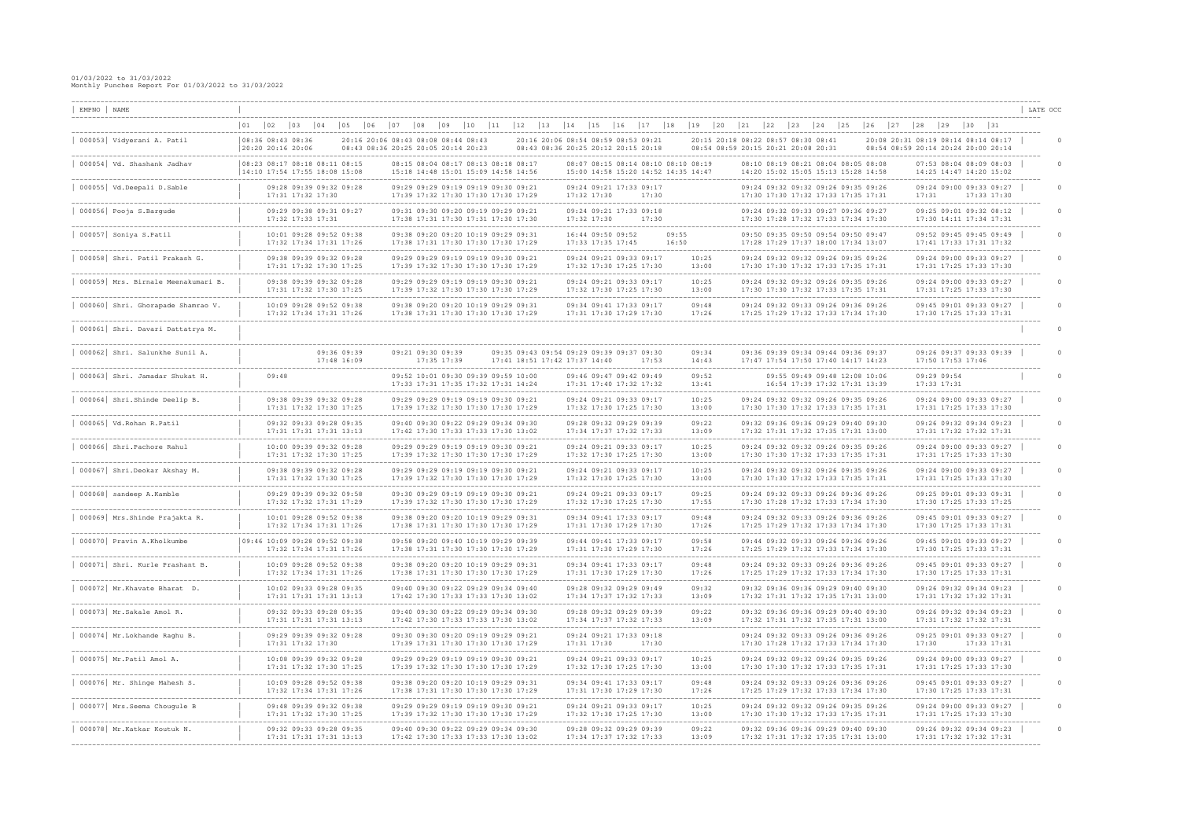01/03/2022 to 31/03/2022
Monthly Punches Report For 01/03/2022 to 31/03/2022

| EMPNO | NAME | 01 | 02 | 03 | 04 | 05 | 06 | 07 | 08 | 09 | 10 | 11 | 12 | 13 | 14 | 15 | 16 | 17 | 18 | 19 | 20 | 21 | 22 | 23 | 24 | 25 | 26 | 27 | 28 | 29 | 30 | 31 | LATE OCC |
|---|---|---|---|---|---|---|---|---|---|---|---|---|---|---|---|---|---|---|---|---|---|---|---|---|---|---|---|---|---|---|---|---|---|
| 000053 | Vidyerani A. Patil | 08:36 20:20 | 08:43 20:16 | 08:36 20:06 | | 20:16 08:43 | 20:06 08:36 | 08:43 20:25 | 08:08 20:05 | 08:44 20:14 | 08:43 20:23 | | 20:16 08:43 | 20:06 08:36 | 08:54 20:25 | 08:59 20:12 | 08:53 20:15 | 09:21 20:18 | | 20:15 08:54 | 20:18 08:59 | 08:22 20:15 | 08:57 20:21 | 08:30 20:08 | 08:41 20:31 | | 20:08 08:54 | 20:31 08:59 | 08:19 20:14 | 08:14 20:24 | 08:14 20:00 | 08:17 20:14 | 0 |
| 000054 | Vd. Shashank Jadhav | 08:23 14:10 | 08:17 17:54 | 08:18 17:55 | 08:11 18:08 | 08:15 15:08 | | 08:15 15:18 | 08:04 14:48 | 08:17 15:01 | 08:13 15:09 | 08:18 14:58 | 08:17 14:56 | | 08:07 15:00 | 08:15 14:58 | 08:14 15:20 | 08:10 14:52 | 08:10 14:35 | 08:19 14:47 | | 08:10 14:20 | 08:19 15:02 | 08:21 15:05 | 08:04 15:13 | 08:05 15:28 | 08:08 14:58 | | 07:53 14:25 | 08:04 14:47 | 08:09 14:20 | 08:03 15:02 | 0 |
| 000055 | Vd.Deepali D.Sable | | 09:28 17:31 | 09:39 17:32 | 09:32 17:30 | 09:28 | | 09:29 17:39 | 09:29 17:32 | 09:19 17:30 | 09:19 17:30 | 09:30 17:30 | 09:21 17:29 | | 09:24 17:32 | 09:21 17:30 | 17:33 | 09:17 17:30 | | | | 09:24 17:30 | 09:32 17:30 | 09:32 17:32 | 09:26 17:33 | 09:35 17:35 | 09:26 17:31 | | 09:24 17:31 | 09:00 | 09:33 17:33 | 09:27 17:30 | 0 |
| 000056 | Pooja S.Bargude | | 09:29 17:32 | 09:38 17:33 | 09:31 17:31 | 09:27 | | 09:31 17:38 | 09:30 17:31 | 09:20 17:30 | 09:19 17:31 | 09:29 17:30 | 09:21 17:30 | | 09:24 17:32 | 09:21 17:30 | 17:33 | 09:18 17:30 | | | | 09:24 17:30 | 09:32 17:28 | 09:33 17:32 | 09:27 17:33 | 09:36 17:34 | 09:27 17:30 | | 09:25 17:30 | 09:01 14:11 | 09:32 17:34 | 08:12 17:31 | 0 |
| 000057 | Soniya S.Patil | | 10:01 17:32 | 09:28 17:34 | 09:52 17:31 | 09:38 17:26 | | 09:38 17:38 | 09:20 17:31 | 09:20 17:30 | 10:19 17:30 | 09:29 17:30 | 09:31 17:30 | | 16:44 17:33 | 09:50 17:35 | 09:52 17:45 | | | 09:55 16:50 | | 09:50 17:28 | 09:35 17:29 | 09:50 17:37 | 09:54 18:00 | 09:50 17:34 | 09:47 13:07 | | 09:52 17:41 | 09:45 17:33 | 09:45 17:31 | 09:49 17:32 | 0 |
| 000058 | Shri. Patil Prakash G. | | 09:38 17:31 | 09:39 17:32 | 09:32 17:30 | 09:28 17:25 | | 09:29 17:39 | 09:29 17:32 | 09:19 17:30 | 09:19 17:30 | 09:30 17:30 | 09:21 17:29 | | 09:24 17:32 | 09:21 17:30 | 09:33 17:25 | 09:17 17:30 | | 10:25 13:00 | | 09:24 17:30 | 09:32 17:30 | 09:32 17:32 | 09:26 17:33 | 09:35 17:35 | 09:26 17:31 | | 09:24 17:31 | 09:00 17:25 | 09:33 17:33 | 09:27 17:30 | 0 |
| 000059 | Mrs. Birnale Meenakumari B. | | 09:38 17:31 | 09:39 17:32 | 09:32 17:30 | 09:28 17:25 | | 09:29 17:39 | 09:29 17:32 | 09:19 17:30 | 09:19 17:30 | 09:30 17:30 | 09:21 17:29 | | 09:24 17:32 | 09:21 17:30 | 09:33 17:25 | 09:17 17:30 | | 10:25 13:00 | | 09:24 17:30 | 09:32 17:30 | 09:32 17:32 | 09:26 17:33 | 09:35 17:35 | 09:26 17:31 | | 09:24 17:31 | 09:00 17:25 | 09:33 17:33 | 09:27 17:30 | 0 |
| 000060 | Shri. Ghorapade Shamrao V. | | 10:09 17:32 | 09:28 17:34 | 09:52 17:31 | 09:38 17:26 | | 09:38 17:38 | 09:20 17:31 | 09:20 17:30 | 10:19 17:30 | 09:29 17:30 | 09:31 17:29 | | 09:34 17:31 | 09:41 17:30 | 17:33 17:29 | 09:17 17:30 | | 09:48 17:26 | | 09:24 17:25 | 09:32 17:29 | 09:33 17:32 | 09:26 17:33 | 09:36 17:34 | 09:26 17:30 | | 09:45 17:30 | 09:01 17:25 | 09:33 17:33 | 09:27 17:31 | 0 |
| 000061 | Shri. Davari Dattatrya M. | | | | | | | | | | | | | | | | | | | | | | | | | | | | | | | | 0 |
| 000062 | Shri. Salunkhe Sunil A. | | | | 09:36 17:48 | 09:39 16:09 | | 09:21 | 09:30 17:35 | 09:39 17:39 | | | 09:35 17:41 | 09:43 18:51 | 09:54 17:42 | 09:29 17:37 | 09:39 14:40 | 09:37 | 09:30 17:53 | 09:34 14:43 | | 09:36 17:47 | 09:39 17:54 | 09:34 17:50 | 09:44 17:40 | 09:36 14:17 | 09:37 14:23 | | 09:26 17:50 | 09:37 17:53 | 09:33 17:46 | 09:39 | 0 |
| 000063 | Shri. Jamadar Shukat H. | | 09:48 | | | | | 09:52 17:33 | 10:01 17:31 | 09:30 17:35 | 09:39 17:32 | 09:59 17:31 | 10:00 14:24 | | 09:46 17:31 | 09:47 17:40 | 09:42 17:32 | 09:49 17:32 | | 09:52 13:41 | | | 09:55 16:54 | 09:49 17:39 | 09:48 17:32 | 12:08 17:31 | 10:06 13:39 | | 09:29 17:33 | 09:54 17:31 | | | 0 |
| 000064 | Shri.Shinde Deelip B. | | 09:38 17:31 | 09:39 17:32 | 09:32 17:30 | 09:28 17:25 | | 09:29 17:39 | 09:29 17:32 | 09:19 17:30 | 09:19 17:30 | 09:30 17:30 | 09:21 17:29 | | 09:24 17:32 | 09:21 17:30 | 09:33 17:25 | 09:17 17:30 | | 10:25 13:00 | | 09:24 17:30 | 09:32 17:30 | 09:32 17:32 | 09:26 17:33 | 09:35 17:35 | 09:26 17:31 | | 09:24 17:31 | 09:00 17:25 | 09:33 17:33 | 09:27 17:30 | 0 |
| 000065 | Vd.Rohan R.Patil | | 09:32 17:31 | 09:33 17:31 | 09:28 17:31 | 09:35 13:13 | | 09:40 17:42 | 09:30 17:30 | 09:22 17:33 | 09:29 17:33 | 09:34 17:30 | 09:30 13:02 | | 09:28 17:34 | 09:32 17:37 | 09:29 17:32 | 09:39 17:33 | | 09:22 13:09 | | 09:32 17:32 | 09:36 17:31 | 09:36 17:32 | 09:29 17:35 | 09:40 17:31 | 09:30 13:00 | | 09:26 17:31 | 09:32 17:32 | 09:34 17:32 | 09:23 17:31 | 0 |
| 000066 | Shri.Pachore Rahul | | 10:00 17:31 | 09:39 17:32 | 09:32 17:30 | 09:28 17:25 | | 09:29 17:39 | 09:29 17:32 | 09:19 17:30 | 09:19 17:30 | 09:30 17:30 | 09:21 17:29 | | 09:24 17:32 | 09:21 17:30 | 09:33 17:25 | 09:17 17:30 | | 10:25 13:00 | | 09:24 17:30 | 09:32 17:30 | 09:32 17:32 | 09:26 17:33 | 09:35 17:35 | 09:26 17:31 | | 09:24 17:31 | 09:00 17:25 | 09:33 17:33 | 09:27 17:30 | 0 |
| 000067 | Shri.Deokar Akshay M. | | 09:38 17:31 | 09:39 17:32 | 09:32 17:30 | 09:28 17:25 | | 09:29 17:39 | 09:29 17:32 | 09:19 17:30 | 09:19 17:30 | 09:30 17:30 | 09:21 17:29 | | 09:24 17:32 | 09:21 17:30 | 09:33 17:25 | 09:17 17:30 | | 10:25 13:00 | | 09:24 17:30 | 09:32 17:30 | 09:32 17:32 | 09:26 17:33 | 09:35 17:35 | 09:26 17:31 | | 09:24 17:31 | 09:00 17:25 | 09:33 17:33 | 09:27 17:30 | 0 |
| 000068 | sandeep A.Kamble | | 09:29 17:32 | 09:39 17:32 | 09:32 17:31 | 09:58 17:29 | | 09:30 17:39 | 09:29 17:32 | 09:29 17:30 | 09:19 17:30 | 09:30 17:30 | 09:21 17:29 | | 09:24 17:32 | 09:21 17:30 | 09:33 17:25 | 09:17 17:30 | | 09:25 17:55 | | 09:24 17:30 | 09:32 17:28 | 09:33 17:32 | 09:26 17:33 | 09:36 17:34 | 09:26 17:30 | | 09:25 17:30 | 09:01 17:25 | 09:33 17:33 | 09:31 17:25 | 0 |
| 000069 | Mrs.Shinde Prajakta R. | | 10:01 17:32 | 09:28 17:34 | 09:52 17:31 | 09:38 17:26 | | 09:38 17:38 | 09:20 17:31 | 09:20 17:30 | 10:19 17:30 | 09:29 17:30 | 09:31 17:29 | | 09:34 17:31 | 09:41 17:30 | 17:33 17:29 | 09:17 17:30 | | 09:48 17:26 | | 09:24 17:25 | 09:32 17:29 | 09:33 17:32 | 09:26 17:33 | 09:36 17:34 | 09:26 17:30 | | 09:45 17:30 | 09:01 17:25 | 09:33 17:33 | 09:27 17:31 | 0 |
| 000070 | Pravin A.Kholkumbe | 09:46 | 10:09 17:32 | 09:28 17:34 | 09:52 17:31 | 09:38 17:26 | | 09:58 17:38 | 09:20 17:31 | 09:40 17:30 | 10:19 17:30 | 09:29 17:30 | 09:39 17:29 | | 09:44 17:31 | 09:41 17:30 | 17:33 17:29 | 09:17 17:30 | | 09:58 17:26 | | 09:44 17:25 | 09:32 17:29 | 09:33 17:32 | 09:26 17:33 | 09:36 17:34 | 09:26 17:30 | | 09:45 17:30 | 09:01 17:25 | 09:33 17:33 | 09:27 17:31 | 0 |
| 000071 | Shri. Kurle Prashant B. | | 10:09 17:32 | 09:28 17:34 | 09:52 17:31 | 09:38 17:26 | | 09:38 17:38 | 09:20 17:31 | 09:20 17:30 | 10:19 17:30 | 09:29 17:30 | 09:31 17:29 | | 09:34 17:31 | 09:41 17:30 | 17:33 17:29 | 09:17 17:30 | | 09:48 17:26 | | 09:24 17:25 | 09:32 17:29 | 09:33 17:32 | 09:26 17:33 | 09:36 17:34 | 09:26 17:30 | | 09:45 17:30 | 09:01 17:25 | 09:33 17:33 | 09:27 17:31 | 0 |
| 000072 | Mr.Khavate Bharat D. | | 10:02 17:31 | 09:33 17:31 | 09:28 17:31 | 09:35 13:13 | | 09:40 17:42 | 09:30 17:30 | 09:22 17:33 | 09:29 17:33 | 09:34 17:30 | 09:40 13:02 | | 09:28 17:34 | 09:32 17:37 | 09:29 17:32 | 09:49 17:33 | | 09:32 13:09 | | 09:32 17:32 | 09:36 17:31 | 09:36 17:32 | 09:29 17:35 | 09:40 17:31 | 09:30 13:00 | | 09:26 17:31 | 09:32 17:32 | 09:34 17:32 | 09:23 17:31 | 0 |
| 000073 | Mr.Sakale Amol R. | | 09:32 17:31 | 09:33 17:31 | 09:28 17:31 | 09:35 13:13 | | 09:40 17:42 | 09:30 17:30 | 09:22 17:33 | 09:29 17:33 | 09:34 17:30 | 09:30 13:02 | | 09:28 17:34 | 09:32 17:37 | 09:29 17:32 | 09:39 17:33 | | 09:22 13:09 | | 09:32 17:32 | 09:36 17:31 | 09:36 17:32 | 09:29 17:35 | 09:40 17:31 | 09:30 13:00 | | 09:26 17:31 | 09:32 17:32 | 09:34 17:32 | 09:23 17:31 | 0 |
| 000074 | Mr.Lokhande Raghu B. | | 09:29 17:31 | 09:39 17:32 | 09:32 17:30 | 09:28 | | 09:30 17:39 | 09:30 17:31 | 09:20 17:30 | 09:19 17:30 | 09:29 17:30 | 09:21 17:29 | | 09:24 17:31 | 09:21 17:30 | 17:33 | 09:18 17:30 | | | | 09:24 17:30 | 09:32 17:28 | 09:33 17:32 | 09:26 17:33 | 09:36 17:34 | 09:26 17:30 | | 09:25 17:30 | 09:01 | 09:33 17:33 | 09:27 17:31 | 0 |
| 000075 | Mr.Patil Amol A. | | 10:08 17:31 | 09:39 17:32 | 09:32 17:30 | 09:28 17:25 | | 09:29 17:39 | 09:29 17:32 | 09:19 17:30 | 09:19 17:30 | 09:30 17:30 | 09:21 17:29 | | 09:24 17:32 | 09:21 17:30 | 09:33 17:25 | 09:17 17:30 | | 10:25 13:00 | | 09:24 17:30 | 09:32 17:30 | 09:32 17:32 | 09:26 17:33 | 09:35 17:35 | 09:26 17:31 | | 09:24 17:31 | 09:00 17:25 | 09:33 17:33 | 09:27 17:30 | 0 |
| 000076 | Mr. Shinge Mahesh S. | | 10:09 17:32 | 09:28 17:34 | 09:52 17:31 | 09:38 17:26 | | 09:38 17:38 | 09:20 17:31 | 09:20 17:30 | 10:19 17:30 | 09:29 17:30 | 09:31 17:29 | | 09:34 17:31 | 09:41 17:30 | 17:33 17:29 | 09:17 17:30 | | 09:48 17:26 | | 09:24 17:25 | 09:32 17:29 | 09:33 17:32 | 09:26 17:33 | 09:36 17:34 | 09:26 17:30 | | 09:45 17:30 | 09:01 17:25 | 09:33 17:33 | 09:27 17:31 | 0 |
| 000077 | Mrs.Seema Chougule B | | 09:48 17:31 | 09:39 17:32 | 09:32 17:30 | 09:38 17:25 | | 09:29 17:39 | 09:29 17:32 | 09:19 17:30 | 09:19 17:30 | 09:30 17:30 | 09:21 17:29 | | 09:24 17:32 | 09:21 17:30 | 09:33 17:25 | 09:17 17:30 | | 10:25 13:00 | | 09:24 17:30 | 09:32 17:30 | 09:32 17:32 | 09:26 17:33 | 09:35 17:35 | 09:26 17:31 | | 09:24 17:31 | 09:00 17:25 | 09:33 17:33 | 09:27 17:30 | 0 |
| 000078 | Mr.Katkar Koutuk N. | | 09:32 17:31 | 09:33 17:31 | 09:28 17:31 | 09:35 13:13 | | 09:40 17:42 | 09:30 17:30 | 09:22 17:33 | 09:29 17:33 | 09:34 17:30 | 09:30 13:02 | | 09:28 17:34 | 09:32 17:37 | 09:29 17:32 | 09:39 17:33 | | 09:22 13:09 | | 09:32 17:32 | 09:36 17:31 | 09:36 17:32 | 09:29 17:35 | 09:40 17:31 | 09:30 13:00 | | 09:26 17:31 | 09:32 17:32 | 09:34 17:32 | 09:23 17:31 | 0 |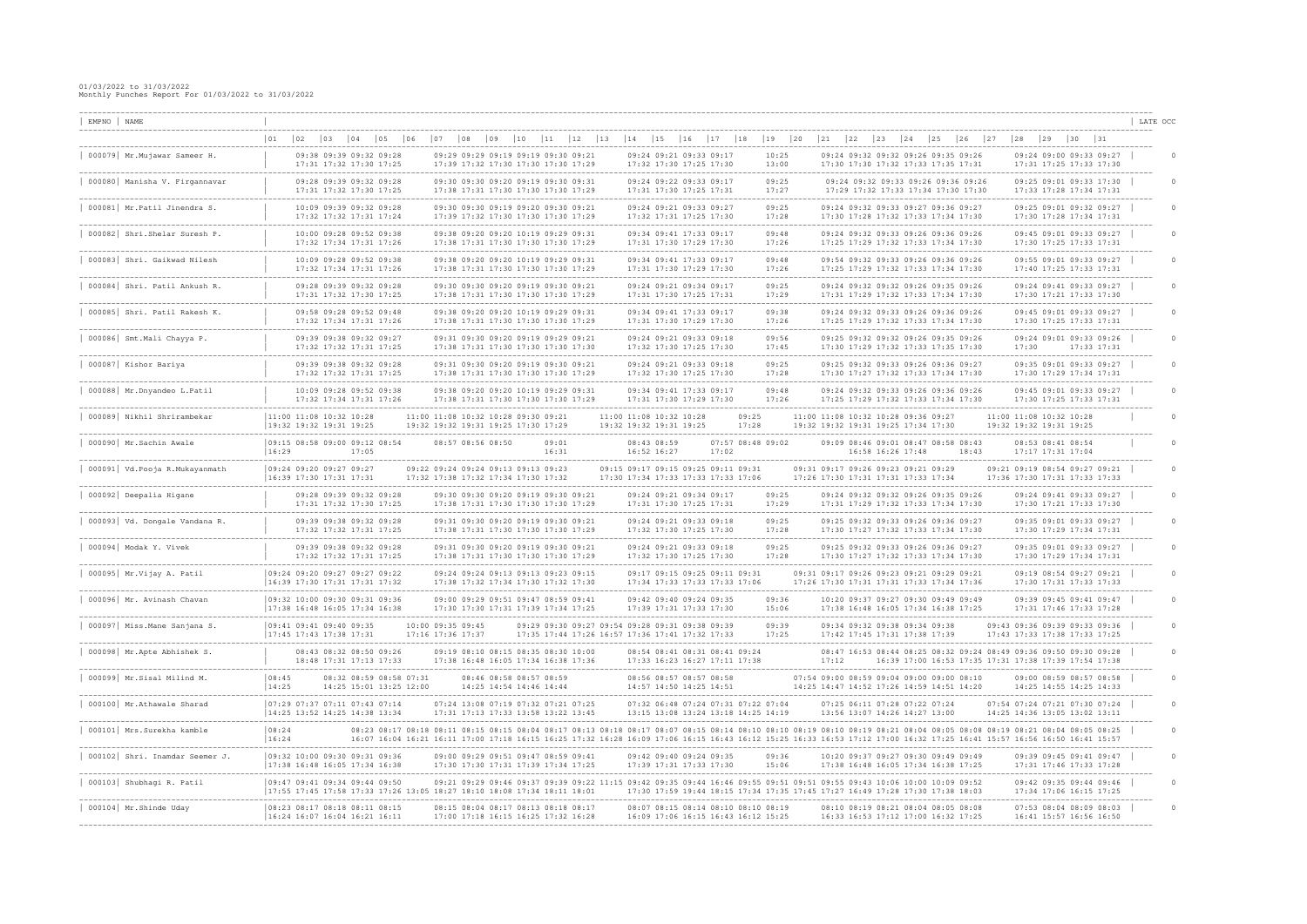01/03/2022 to 31/03/2022
Monthly Punches Report For 01/03/2022 to 31/03/2022

| EMPNO | NAME | 01 | 02 | 03 | 04 | 05 | 06 | 07 | 08 | 09 | 10 | 11 | 12 | 13 | 14 | 15 | 16 | 17 | 18 | 19 | 20 | 21 | 22 | 23 | 24 | 25 | 26 | 27 | 28 | 29 | 30 | 31 | LATE OCC |
|---|---|---|---|---|---|---|---|---|---|---|---|---|---|---|---|---|---|---|---|---|---|---|---|---|---|---|---|---|---|---|---|---|---|
| 000079 | Mr.Mujawar Sameer H. | | 09:38 | 09:39 | 09:32 | 09:28 | | 09:29 | 09:29 | 09:19 | 09:19 | 09:30 | 09:21 | | 09:24 | 09:21 | 09:33 | 09:17 | | 10:25 | | 09:24 | 09:32 | 09:32 | 09:26 | 09:35 | 09:26 | | 09:24 | 09:00 | 09:33 | 09:27 | 0 |
| | | | 17:31 | 17:32 | 17:30 | 17:25 | | 17:39 | 17:32 | 17:30 | 17:30 | 17:30 | 17:29 | | 17:32 | 17:30 | 17:25 | 17:30 | | 13:00 | | 17:30 | 17:30 | 17:32 | 17:33 | 17:35 | 17:31 | | 17:31 | 17:25 | 17:33 | 17:30 | |
| 000080 | Manisha V. Firgannavar | | 09:28 | 09:39 | 09:32 | 09:28 | | 09:30 | 09:30 | 09:20 | 09:19 | 09:30 | 09:31 | | 09:24 | 09:22 | 09:33 | 09:17 | | 09:25 | | 09:24 | 09:32 | 09:33 | 09:26 | 09:36 | 09:26 | | 09:25 | 09:01 | 09:33 | 17:30 | 0 |
| | | | 17:31 | 17:32 | 17:30 | 17:25 | | 17:38 | 17:31 | 17:30 | 17:30 | 17:30 | 17:29 | | 17:31 | 17:30 | 17:25 | 17:31 | | 17:27 | | 17:29 | 17:32 | 17:33 | 17:34 | 17:30 | 17:30 | | 17:33 | 17:28 | 17:34 | 17:31 | |
| 000081 | Mr.Patil Jinendra S. | | 10:09 | 09:39 | 09:32 | 09:28 | | 09:30 | 09:30 | 09:19 | 09:20 | 09:30 | 09:21 | | 09:24 | 09:21 | 09:33 | 09:27 | | 09:25 | | 09:24 | 09:32 | 09:33 | 09:27 | 09:36 | 09:27 | | 09:25 | 09:01 | 09:32 | 09:27 | 0 |
| | | | 17:32 | 17:32 | 17:31 | 17:24 | | 17:39 | 17:31 | 17:30 | 17:30 | 17:30 | 17:29 | | 17:32 | 17:31 | 17:25 | 17:30 | | 17:28 | | 17:30 | 17:28 | 17:32 | 17:33 | 17:34 | 17:30 | | 17:30 | 17:28 | 17:34 | 17:31 | |
| 000082 | Shri.Shelar Suresh P. | | 10:00 | 09:28 | 09:52 | 09:38 | | 09:38 | 09:20 | 09:20 | 10:19 | 09:29 | 09:31 | | 09:34 | 09:41 | 17:33 | 09:17 | | 09:48 | | 09:24 | 09:32 | 09:33 | 09:26 | 09:36 | 09:26 | | 09:45 | 09:01 | 09:33 | 09:27 | 0 |
| | | | 17:32 | 17:34 | 17:31 | 17:26 | | 17:38 | 17:31 | 17:30 | 17:30 | 17:30 | 17:29 | | 17:31 | 17:30 | 17:29 | 17:30 | | 17:26 | | 17:25 | 17:29 | 17:32 | 17:33 | 17:34 | 17:30 | | 17:30 | 17:25 | 17:33 | 17:31 | |
| 000083 | Shri. Gaikwad Nilesh | | 10:09 | 09:28 | 09:52 | 09:38 | | 09:38 | 09:20 | 09:20 | 10:19 | 09:29 | 09:31 | | 09:34 | 09:41 | 17:33 | 09:17 | | 09:48 | | 09:54 | 09:32 | 09:33 | 09:26 | 09:36 | 09:26 | | 09:55 | 09:01 | 09:33 | 09:27 | 0 |
| | | | 17:32 | 17:34 | 17:31 | 17:26 | | 17:38 | 17:31 | 17:30 | 17:30 | 17:30 | 17:29 | | 17:31 | 17:30 | 17:29 | 17:30 | | 17:26 | | 17:25 | 17:29 | 17:32 | 17:33 | 17:34 | 17:30 | | 17:40 | 17:25 | 17:33 | 17:31 | |
| 000084 | Shri. Patil Ankush R. | | 09:28 | 09:39 | 09:32 | 09:28 | | 09:30 | 09:30 | 09:20 | 09:19 | 09:30 | 09:21 | | 09:24 | 09:21 | 09:34 | 09:17 | | 09:25 | | 09:24 | 09:32 | 09:32 | 09:26 | 09:35 | 09:26 | | 09:24 | 09:41 | 09:33 | 09:27 | 0 |
| | | | 17:31 | 17:32 | 17:30 | 17:25 | | 17:38 | 17:31 | 17:30 | 17:30 | 17:30 | 17:29 | | 17:31 | 17:30 | 17:25 | 17:31 | | 17:29 | | 17:31 | 17:29 | 17:32 | 17:33 | 17:34 | 17:30 | | 17:30 | 17:21 | 17:33 | 17:30 | |
| 000085 | Shri. Patil Rakesh K. | | 09:58 | 09:28 | 09:52 | 09:48 | | 09:38 | 09:20 | 09:20 | 10:19 | 09:29 | 09:31 | | 09:34 | 09:41 | 17:33 | 09:17 | | 09:38 | | 09:24 | 09:32 | 09:33 | 09:26 | 09:36 | 09:26 | | 09:45 | 09:01 | 09:33 | 09:27 | 0 |
| | | | 17:32 | 17:34 | 17:31 | 17:26 | | 17:38 | 17:31 | 17:30 | 17:30 | 17:30 | 17:29 | | 17:31 | 17:30 | 17:29 | 17:30 | | 17:26 | | 17:25 | 17:29 | 17:32 | 17:33 | 17:34 | 17:30 | | 17:30 | 17:25 | 17:33 | 17:31 | |
| 000086 | Smt.Mali Chayya P. | | 09:39 | 09:38 | 09:32 | 09:27 | | 09:31 | 09:30 | 09:20 | 09:19 | 09:29 | 09:21 | | 09:24 | 09:21 | 09:33 | 09:18 | | 09:56 | | 09:25 | 09:32 | 09:32 | 09:26 | 09:35 | 09:26 | | 09:24 | 09:01 | 09:33 | 09:26 | 0 |
| | | | 17:32 | 17:32 | 17:31 | 17:25 | | 17:38 | 17:31 | 17:30 | 17:30 | 17:30 | 17:30 | | 17:32 | 17:30 | 17:25 | 17:30 | | 17:45 | | 17:30 | 17:29 | 17:32 | 17:33 | 17:35 | 17:30 | | 17:30 | | 17:33 | 17:31 | |
| 000087 | Kishor Bariya | | 09:39 | 09:38 | 09:32 | 09:28 | | 09:31 | 09:30 | 09:20 | 09:19 | 09:30 | 09:21 | | 09:24 | 09:21 | 09:33 | 09:18 | | 09:25 | | 09:25 | 09:32 | 09:33 | 09:26 | 09:36 | 09:27 | | 09:35 | 09:01 | 09:33 | 09:27 | 0 |
| | | | 17:32 | 17:32 | 17:31 | 17:25 | | 17:38 | 17:31 | 17:30 | 17:30 | 17:30 | 17:29 | | 17:32 | 17:30 | 17:25 | 17:30 | | 17:28 | | 17:30 | 17:27 | 17:32 | 17:33 | 17:34 | 17:30 | | 17:30 | 17:29 | 17:34 | 17:31 | |
| 000088 | Mr.Dnyandeo L.Patil | | 10:09 | 09:28 | 09:52 | 09:38 | | 09:38 | 09:20 | 09:20 | 10:19 | 09:29 | 09:31 | | 09:34 | 09:41 | 17:33 | 09:17 | | 09:48 | | 09:24 | 09:32 | 09:33 | 09:26 | 09:36 | 09:26 | | 09:45 | 09:01 | 09:33 | 09:27 | 0 |
| | | | 17:32 | 17:34 | 17:31 | 17:26 | | 17:38 | 17:31 | 17:30 | 17:30 | 17:30 | 17:29 | | 17:31 | 17:30 | 17:29 | 17:30 | | 17:26 | | 17:25 | 17:29 | 17:32 | 17:33 | 17:34 | 17:30 | | 17:30 | 17:25 | 17:33 | 17:31 | |
| 000089 | Nikhil Shrirambekar | 11:00 | 11:08 | 10:32 | 10:28 | | | 11:00 | 11:08 | 10:32 | 10:28 | 09:30 | 09:21 | | 11:00 | 11:08 | 10:32 | 10:28 | | 09:25 | | 11:00 | 11:08 | 10:32 | 10:28 | 09:26 | 09:27 | | 11:00 | 11:08 | 10:32 | 10:28 | 0 |
| | | 19:32 | 19:32 | 19:31 | 19:25 | | | 19:32 | 19:32 | 19:31 | 19:25 | 17:30 | 17:29 | | 19:32 | 19:32 | 19:31 | 19:25 | | 17:28 | | 19:32 | 19:32 | 19:31 | 19:25 | 17:34 | 17:30 | | 19:32 | 19:32 | 19:31 | 19:25 | |
| 000090 | Mr.Sachin Awale | 09:15 | 08:58 | 09:00 | 09:12 | 08:54 | | | 08:57 | 08:56 | 08:50 | | 09:01 | | 08:43 | 08:59 | | 07:57 | 08:48 | 09:02 | | 09:09 | 08:46 | 09:01 | 08:47 | 08:58 | 08:43 | | | 08:53 | 08:41 | 08:54 | 0 |
| | | 16:29 | | | | 17:05 | | | | | | | 16:31 | | 16:52 | 16:27 | | 17:02 | | | | | | 16:58 | 16:26 | 17:48 | 18:43 | | | 17:17 | 17:31 | 17:04 | |
| 000091 | Vd.Pooja R.Mukayanmath | 09:24 | 09:20 | 09:27 | 09:27 | | | 09:22 | 09:24 | 09:24 | 09:13 | 09:13 | 09:23 | | 09:15 | 09:17 | 09:15 | 09:25 | 09:11 | 09:31 | | 09:31 | 09:17 | 09:26 | 09:23 | 09:21 | 09:29 | 09:21 | 09:19 | 08:54 | 09:27 | 09:21 | 0 |
| | | 16:39 | 17:30 | 17:31 | 17:31 | | | 17:32 | 17:38 | 17:32 | 17:34 | 17:30 | 17:32 | | 17:30 | 17:34 | 17:33 | 17:33 | 17:33 | 17:06 | | 17:26 | 17:30 | 17:31 | 17:31 | 17:33 | 17:34 | 17:36 | 17:30 | 17:31 | 17:33 | 17:33 | |
| 000092 | Deepalia Higane | | 09:28 | 09:39 | 09:32 | 09:28 | | 09:30 | 09:30 | 09:20 | 09:19 | 09:30 | 09:21 | | 09:24 | 09:21 | 09:34 | 09:17 | | 09:25 | | 09:24 | 09:32 | 09:32 | 09:26 | 09:35 | 09:26 | | 09:24 | 09:41 | 09:33 | 09:27 | 0 |
| | | | 17:31 | 17:32 | 17:30 | 17:25 | | 17:38 | 17:31 | 17:30 | 17:30 | 17:30 | 17:29 | | 17:31 | 17:30 | 17:25 | 17:31 | | 17:29 | | 17:31 | 17:29 | 17:32 | 17:33 | 17:34 | 17:30 | | 17:30 | 17:21 | 17:33 | 17:30 | |
| 000093 | Vd. Dongale Vandana R. | | 09:39 | 09:38 | 09:32 | 09:28 | | 09:31 | 09:30 | 09:20 | 09:19 | 09:30 | 09:21 | | 09:24 | 09:21 | 09:33 | 09:18 | | 09:25 | | 09:25 | 09:32 | 09:33 | 09:26 | 09:36 | 09:27 | | 09:35 | 09:01 | 09:33 | 09:27 | 0 |
| | | | 17:32 | 17:32 | 17:31 | 17:25 | | 17:38 | 17:31 | 17:30 | 17:30 | 17:30 | 17:29 | | 17:32 | 17:30 | 17:25 | 17:30 | | 17:28 | | 17:30 | 17:27 | 17:32 | 17:33 | 17:34 | 17:30 | | 17:30 | 17:29 | 17:34 | 17:31 | |
| 000094 | Modak Y. Vivek | | 09:39 | 09:38 | 09:32 | 09:28 | | 09:31 | 09:30 | 09:20 | 09:19 | 09:30 | 09:21 | | 09:24 | 09:21 | 09:33 | 09:18 | | 09:25 | | 09:25 | 09:32 | 09:33 | 09:26 | 09:36 | 09:27 | | 09:35 | 09:01 | 09:33 | 09:27 | 0 |
| | | | 17:32 | 17:32 | 17:31 | 17:25 | | 17:38 | 17:31 | 17:30 | 17:30 | 17:30 | 17:29 | | 17:32 | 17:30 | 17:25 | 17:30 | | 17:28 | | 17:30 | 17:27 | 17:32 | 17:33 | 17:34 | 17:30 | | 17:30 | 17:29 | 17:34 | 17:31 | |
| 000095 | Mr.Vijay A. Patil | 09:24 | 09:20 | 09:27 | 09:27 | 09:22 | | 09:24 | 09:24 | 09:13 | 09:13 | 09:23 | 09:15 | | 09:17 | 09:15 | 09:25 | 09:11 | 09:31 | | 09:31 | 09:17 | 09:26 | 09:23 | 09:21 | 09:29 | 09:21 | | 09:19 | 08:54 | 09:27 | 09:21 | 0 |
| | | 16:39 | 17:30 | 17:31 | 17:31 | 17:32 | | 17:38 | 17:32 | 17:34 | 17:30 | 17:32 | 17:30 | | 17:34 | 17:33 | 17:33 | 17:33 | 17:06 | | 17:26 | 17:30 | 17:31 | 17:31 | 17:33 | 17:34 | 17:36 | | 17:30 | 17:31 | 17:33 | 17:33 | |
| 000096 | Mr. Avinash Chavan | 09:32 | 10:00 | 09:30 | 09:31 | 09:36 | | 09:00 | 09:29 | 09:51 | 09:47 | 08:59 | 09:41 | | 09:42 | 09:40 | 09:24 | 09:35 | | 09:36 | | 10:20 | 09:37 | 09:27 | 09:30 | 09:49 | 09:49 | | 09:39 | 09:45 | 09:41 | 09:47 | 0 |
| | | 17:38 | 16:48 | 16:05 | 17:34 | 16:38 | | 17:30 | 17:30 | 17:31 | 17:39 | 17:34 | 17:25 | | 17:39 | 17:31 | 17:33 | 17:30 | | 15:06 | | 17:38 | 16:48 | 16:05 | 17:34 | 16:38 | 17:25 | | 17:31 | 17:46 | 17:33 | 17:28 | |
| 000097 | Miss.Mane Sanjana S. | 09:41 | 09:41 | 09:40 | 09:35 | | | 10:00 | 09:35 | 09:45 | | 09:29 | 09:30 | 09:27 | 09:54 | 09:28 | 09:31 | 09:38 | 09:39 | 09:39 | | 09:34 | 09:32 | 09:38 | 09:34 | 09:38 | | 09:43 | 09:36 | 09:39 | 09:33 | 09:36 | 0 |
| | | 17:45 | 17:43 | 17:38 | 17:31 | | | 17:16 | 17:36 | 17:37 | | 17:35 | 17:44 | 17:26 | 16:57 | 17:36 | 17:41 | 17:32 | 17:33 | 17:25 | | 17:42 | 17:45 | 17:31 | 17:38 | 17:39 | | 17:43 | 17:33 | 17:38 | 17:33 | 17:25 | |
| 000098 | Mr.Apte Abhishek S. | | 08:43 | 08:32 | 08:50 | 09:26 | | 09:19 | 08:10 | 08:15 | 08:35 | 08:30 | 10:00 | | 08:54 | 08:41 | 08:31 | 08:41 | 09:24 | | | 08:47 | 16:53 | 08:44 | 08:25 | 08:32 | 09:24 | 08:49 | 09:36 | 09:50 | 09:30 | 09:28 | 0 |
| | | | 18:48 | 17:31 | 17:13 | 17:33 | | 17:38 | 16:48 | 16:05 | 17:34 | 16:38 | 17:36 | | 17:33 | 16:23 | 16:27 | 17:11 | 17:38 | | | 17:12 | | 16:39 | 17:00 | 16:53 | 17:35 | 17:31 | 17:38 | 17:39 | 17:54 | 17:38 | |
| 000099 | Mr.Sisal Milind M. | 08:45 | | 08:32 | 08:59 | 08:58 | 07:31 | | 08:46 | 08:58 | 08:57 | 08:59 | | | 08:56 | 08:57 | 08:57 | 08:58 | | | 07:54 | 09:00 | 08:59 | 09:04 | 09:00 | 09:00 | 08:10 | | 09:00 | 08:59 | 08:57 | 08:58 | 0 |
| | | 14:25 | | 14:25 | 15:01 | 13:25 | 12:00 | | 14:25 | 14:54 | 14:46 | 14:44 | | | 14:57 | 14:50 | 14:25 | 14:51 | | | 14:25 | 14:47 | 14:52 | 17:26 | 14:59 | 14:51 | 14:20 | | 14:25 | 14:55 | 14:25 | 14:33 | |
| 000100 | Mr.Athawale Sharad | 07:29 | 07:37 | 07:11 | 07:43 | 07:14 | | 07:24 | 13:08 | 07:19 | 07:32 | 07:21 | 07:25 | | 07:32 | 06:48 | 07:24 | 07:21 | 07:22 | 07:04 | | 07:25 | 06:11 | 07:28 | 07:22 | 07:24 | | 07:54 | 07:24 | 07:21 | 07:30 | 07:24 | 0 |
| | | 14:25 | 13:52 | 14:25 | 14:38 | 13:34 | | 17:31 | 17:13 | 17:33 | 13:58 | 13:22 | 13:45 | | 13:15 | 13:08 | 13:24 | 13:18 | 14:25 | 14:19 | | 13:56 | 13:07 | 14:26 | 14:27 | 13:00 | | 14:25 | 14:36 | 13:05 | 13:02 | 13:11 | |
| 000101 | Mrs.Surekha kamble | 08:24 | | | 08:23 | 08:17 | 08:18 | 08:11 | 08:15 | 08:15 | 08:04 | 08:17 | 08:13 | 08:18 | 08:17 | 08:07 | 08:15 | 08:14 | 08:10 | 08:10 | 08:19 | 08:10 | 08:19 | 08:21 | 08:04 | 08:05 | 08:08 | 08:19 | 08:21 | 08:04 | 08:05 | 08:25 | 0 |
| | | 16:24 | | | 16:07 | 16:04 | 16:21 | 16:11 | 17:00 | 17:18 | 16:15 | 16:25 | 17:32 | 16:28 | 16:09 | 17:06 | 16:15 | 16:43 | 16:12 | 15:25 | 16:33 | 16:53 | 17:12 | 17:00 | 16:32 | 17:25 | 16:41 | 15:57 | 16:56 | 16:50 | 16:41 | 15:57 | |
| 000102 | Shri. Inamdar Seemer J. | 09:32 | 10:00 | 09:30 | 09:31 | 09:36 | | 09:00 | 09:29 | 09:51 | 09:47 | 08:59 | 09:41 | | 09:42 | 09:40 | 09:24 | 09:35 | | 09:36 | | 10:20 | 09:37 | 09:27 | 09:30 | 09:49 | 09:49 | | 09:39 | 09:45 | 09:41 | 09:47 | 0 |
| | | 17:38 | 16:48 | 16:05 | 17:34 | 16:38 | | 17:30 | 17:30 | 17:31 | 17:39 | 17:34 | 17:25 | | 17:39 | 17:31 | 17:33 | 17:30 | | 15:06 | | 17:38 | 16:48 | 16:05 | 17:34 | 16:38 | 17:25 | | 17:31 | 17:46 | 17:33 | 17:28 | |
| 000103 | Shubhagi R. Patil | 09:47 | 09:41 | 09:34 | 09:44 | 09:50 | | 09:21 | 09:29 | 09:46 | 09:37 | 09:39 | 09:22 | 11:15 | 09:42 | 09:35 | 09:44 | 09:46 | 09:55 | 09:51 | 09:51 | 09:55 | 09:43 | 10:06 | 10:00 | 10:09 | 09:52 | | 09:42 | 09:35 | 09:44 | 09:46 | 0 |
| | | 17:55 | 17:45 | 17:58 | 17:33 | 17:26 | 13:05 | 18:27 | 18:10 | 18:08 | 17:34 | 18:11 | 18:01 | | 17:30 | 17:59 | 19:44 | 18:15 | 17:34 | 17:35 | 17:45 | 17:27 | 16:49 | 17:28 | 17:30 | 17:38 | 18:03 | | 17:34 | 17:06 | 16:15 | 17:25 | |
| 000104 | Mr.Shinde Uday | 08:23 | 08:17 | 08:18 | 08:11 | 08:15 | | 08:15 | 08:04 | 08:17 | 08:13 | 08:18 | 08:17 | | 08:07 | 08:15 | 08:14 | 08:10 | 08:10 | 08:19 | | 08:10 | 08:19 | 08:21 | 08:04 | 08:05 | 08:08 | | 07:53 | 08:04 | 08:09 | 08:03 | 0 |
| | | 16:24 | 16:07 | 16:04 | 16:21 | 16:11 | | 17:00 | 17:18 | 16:15 | 16:25 | 17:32 | 16:28 | | 16:09 | 17:06 | 16:15 | 16:43 | 16:12 | 15:25 | | 16:33 | 16:53 | 17:12 | 17:00 | 16:32 | 17:25 | | 16:41 | 15:57 | 16:56 | 16:50 | |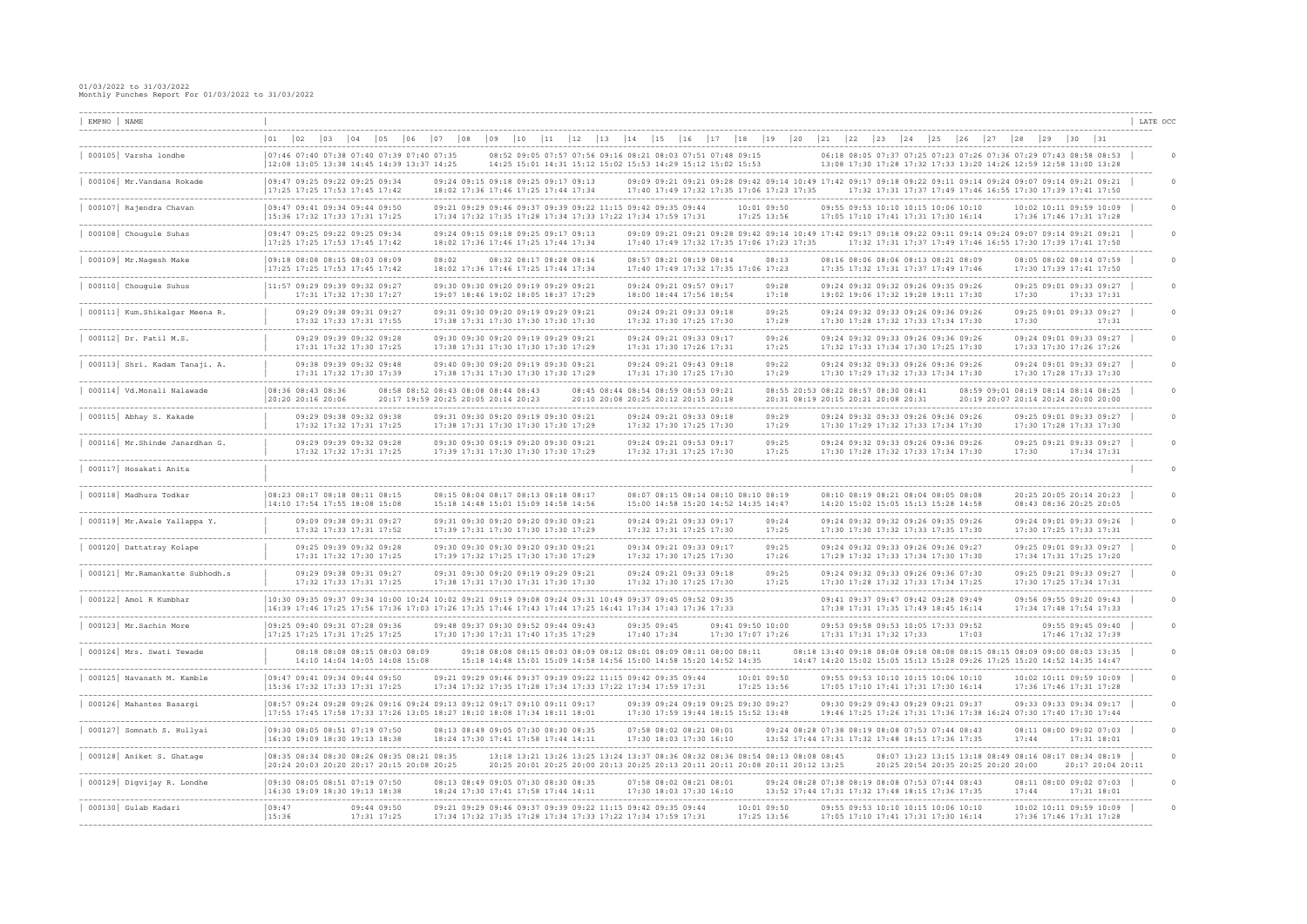01/03/2022 to 31/03/2022

Monthly Punches Report For 01/03/2022 to 31/03/2022

| EMPNO | NAME | 01 | 02 | 03 | 04 | 05 | 06 | 07 | 08 | 09 | 10 | 11 | 12 | 13 | 14 | 15 | 16 | 17 | 18 | 19 | 20 | 21 | 22 | 23 | 24 | 25 | 26 | 27 | 28 | 29 | 30 | 31 | LATE OCC |
|---|---|---|---|---|---|---|---|---|---|---|---|---|---|---|---|---|---|---|---|---|---|---|---|---|---|---|---|---|---|---|---|---|---|
| 000105 | Varsha londhe | 07:46 | 07:40 | 07:38 | 07:40 | 07:39 | 07:40 | 07:35 | 08:52 | 09:05 | 07:57 | 07:56 | 09:16 | 08:21 | 08:03 | 07:51 | 07:48 | 09:15 | | | | 06:18 | 08:05 | 07:37 | 07:25 | 07:23 | 07:26 | 07:36 | 07:29 | 07:43 | 08:58 | 08:53 | 0 |
| | | 12:08 | 13:05 | 13:38 | 14:45 | 14:39 | 13:37 | 14:25 | 14:25 | 15:01 | 14:31 | 15:12 | 15:02 | 15:53 | 14:29 | 15:12 | 15:02 | 15:53 | | | | 13:08 | 17:30 | 17:28 | 17:32 | 17:33 | 13:20 | 14:26 | 12:59 | 12:58 | 13:00 | 13:28 | |
| 000106 | Mr.Vandana Rokade | 09:47 | 09:25 | 09:22 | 09:25 | 09:34 | | 09:24 | 09:15 | 09:18 | 09:25 | 09:17 | 09:13 | | 09:09 | 09:21 | 09:21 | 09:28 | 09:42 | 09:14 | 10:49 | 17:42 | 09:17 | 09:18 | 09:22 | 09:11 | 09:14 | 09:24 | 09:07 | 09:14 | 09:21 | 09:21 | 0 |
| | | 17:25 | 17:25 | 17:53 | 17:45 | 17:42 | | 18:02 | 17:36 | 17:46 | 17:25 | 17:44 | 17:34 | | 17:40 | 17:49 | 17:32 | 17:35 | 17:06 | 17:23 | 17:35 | | 17:32 | 17:31 | 17:37 | 17:49 | 17:46 | 16:55 | 17:30 | 17:39 | 17:41 | 17:50 | |
| 000107 | Rajendra Chavan | 09:47 | 09:41 | 09:34 | 09:44 | 09:50 | | 09:21 | 09:29 | 09:46 | 09:37 | 09:39 | 09:22 | 11:15 | 09:42 | 09:35 | 09:44 | | 10:01 | 09:50 | | 09:55 | 09:53 | 10:10 | 10:15 | 10:06 | 10:10 | | 10:02 | 10:11 | 09:59 | 10:09 | 0 |
| | | 15:36 | 17:32 | 17:33 | 17:31 | 17:25 | | 17:34 | 17:32 | 17:35 | 17:28 | 17:34 | 17:33 | 17:22 | 17:34 | 17:59 | 17:31 | | 17:25 | 13:56 | | 17:05 | 17:10 | 17:41 | 17:31 | 17:30 | 16:14 | | 17:36 | 17:46 | 17:31 | 17:28 | |
| 000108 | Chougule Suhas | 09:47 | 09:25 | 09:22 | 09:25 | 09:34 | | 09:24 | 09:15 | 09:18 | 09:25 | 09:17 | 09:13 | | 09:09 | 09:21 | 09:21 | 09:28 | 09:42 | 09:14 | 10:49 | 17:42 | 09:17 | 09:18 | 09:22 | 09:11 | 09:14 | 09:24 | 09:07 | 09:14 | 09:21 | 09:21 | 0 |
| | | 17:25 | 17:25 | 17:53 | 17:45 | 17:42 | | 18:02 | 17:36 | 17:46 | 17:25 | 17:44 | 17:34 | | 17:40 | 17:49 | 17:32 | 17:35 | 17:06 | 17:23 | 17:35 | | 17:32 | 17:31 | 17:37 | 17:49 | 17:46 | 16:55 | 17:30 | 17:39 | 17:41 | 17:50 | |
| 000109 | Mr.Nagesh Make | 09:18 | 08:08 | 08:15 | 08:03 | 08:09 | | 08:02 | | 08:32 | 08:17 | 08:28 | 08:16 | | 08:57 | 08:21 | 08:19 | 08:14 | | 08:13 | | 08:16 | 08:06 | 08:06 | 08:13 | 08:21 | 08:09 | | 08:05 | 08:02 | 08:14 | 07:59 | 0 |
| | | 17:25 | 17:25 | 17:53 | 17:45 | 17:42 | | 18:02 | 17:36 | 17:46 | 17:25 | 17:44 | 17:34 | | 17:40 | 17:49 | 17:32 | 17:35 | 17:06 | 17:23 | | 17:35 | 17:32 | 17:31 | 17:37 | 17:49 | 17:46 | | 17:30 | 17:39 | 17:41 | 17:50 | |
| 000110 | Chougule Suhus | 11:57 | 09:29 | 09:39 | 09:32 | 09:27 | | 09:30 | 09:30 | 09:20 | 09:19 | 09:29 | 09:21 | | 09:24 | 09:21 | 09:57 | 09:17 | | 09:28 | | 09:24 | 09:32 | 09:32 | 09:26 | 09:35 | 09:26 | | 09:25 | 09:01 | 09:33 | 09:27 | 0 |
| | | | 17:31 | 17:32 | 17:30 | 17:27 | | 19:07 | 18:46 | 19:02 | 18:05 | 18:37 | 17:29 | | 18:00 | 18:44 | 17:56 | 18:54 | | 17:18 | | 19:02 | 19:06 | 17:32 | 19:28 | 19:11 | 17:30 | | 17:30 | | 17:33 | 17:31 | |
| 000111 | Kum.Shikalgar Meena R. | | 09:29 | 09:38 | 09:31 | 09:27 | | 09:31 | 09:30 | 09:20 | 09:19 | 09:29 | 09:21 | | 09:24 | 09:21 | 09:33 | 09:18 | | 09:25 | | 09:24 | 09:32 | 09:33 | 09:26 | 09:36 | 09:26 | | 09:25 | 09:01 | 09:33 | 09:27 | 0 |
| | | | 17:32 | 17:33 | 17:31 | 17:55 | | 17:38 | 17:31 | 17:30 | 17:30 | 17:30 | 17:30 | | 17:32 | 17:30 | 17:25 | 17:30 | | 17:29 | | 17:30 | 17:28 | 17:32 | 17:33 | 17:34 | 17:30 | | 17:30 | | | 17:31 | |
| 000112 | Dr. Patil M.S. | | 09:29 | 09:39 | 09:32 | 09:28 | | 09:30 | 09:30 | 09:20 | 09:19 | 09:29 | 09:21 | | 09:24 | 09:21 | 09:33 | 09:17 | | 09:26 | | 09:24 | 09:32 | 09:33 | 09:26 | 09:36 | 09:26 | | 09:24 | 09:01 | 09:33 | 09:27 | 0 |
| | | | 17:31 | 17:32 | 17:30 | 17:25 | | 17:38 | 17:31 | 17:30 | 17:30 | 17:30 | 17:29 | | 17:31 | 17:30 | 17:26 | 17:31 | | 17:25 | | 17:32 | 17:33 | 17:34 | 17:30 | 17:25 | 17:30 | | 17:33 | 17:30 | 17:26 | 17:26 | |
| 000113 | Shri. Kadam Tanaji. A. | | 09:38 | 09:39 | 09:32 | 09:48 | | 09:40 | 09:30 | 09:20 | 09:19 | 09:30 | 09:21 | | 09:24 | 09:21 | 09:43 | 09:18 | | 09:22 | | 09:24 | 09:32 | 09:33 | 09:26 | 09:36 | 09:26 | | 09:24 | 09:01 | 09:33 | 09:27 | 0 |
| | | | 17:31 | 17:32 | 17:30 | 17:39 | | 17:38 | 17:31 | 17:30 | 17:30 | 17:30 | 17:30 | | 17:31 | 17:30 | 17:25 | 17:30 | | 17:29 | | 17:30 | 17:29 | 17:32 | 17:33 | 17:34 | 17:30 | | 17:30 | 17:28 | 17:33 | 17:30 | |
| 000114 | Vd.Monali Nalawade | 08:36 | 08:43 | 08:36 | | 08:58 | 08:52 | 08:43 | 08:08 | 08:44 | 08:43 | | 08:45 | 08:44 | 08:54 | 08:59 | 08:53 | 09:21 | | 08:55 | 20:53 | 08:22 | 08:57 | 08:30 | 08:41 | | 08:59 | 09:01 | 08:19 | 08:14 | 08:14 | 08:25 | 0 |
| | | 20:20 | 20:16 | 20:06 | | 20:17 | 19:59 | 20:25 | 20:05 | 20:14 | 20:23 | | 20:10 | 20:08 | 20:25 | 20:12 | 20:15 | 20:18 | | 20:31 | 08:19 | 20:15 | 20:21 | 20:08 | 20:31 | | 20:19 | 20:07 | 20:14 | 20:24 | 20:00 | 20:00 | |
| 000115 | Abhay S. Kakade | | 09:29 | 09:38 | 09:32 | 09:38 | | 09:31 | 09:30 | 09:20 | 09:19 | 09:30 | 09:21 | | 09:24 | 09:21 | 09:33 | 09:18 | | 09:29 | | 09:24 | 09:32 | 09:33 | 09:26 | 09:36 | 09:26 | | 09:25 | 09:01 | 09:33 | 09:27 | 0 |
| | | | 17:32 | 17:32 | 17:31 | 17:25 | | 17:38 | 17:31 | 17:30 | 17:30 | 17:30 | 17:29 | | 17:32 | 17:30 | 17:25 | 17:30 | | 17:29 | | 17:30 | 17:29 | 17:32 | 17:33 | 17:34 | 17:30 | | 17:30 | 17:28 | 17:33 | 17:30 | |
| 000116 | Mr.Shinde Janardhan G. | | 09:29 | 09:39 | 09:32 | 09:28 | | 09:30 | 09:30 | 09:19 | 09:20 | 09:30 | 09:21 | | 09:24 | 09:21 | 09:53 | 09:17 | | 09:25 | | 09:24 | 09:32 | 09:33 | 09:26 | 09:36 | 09:26 | | 09:25 | 09:21 | 09:33 | 09:27 | 0 |
| | | | 17:32 | 17:32 | 17:31 | 17:25 | | 17:39 | 17:31 | 17:30 | 17:30 | 17:30 | 17:29 | | 17:32 | 17:31 | 17:25 | 17:30 | | 17:25 | | 17:30 | 17:28 | 17:32 | 17:33 | 17:34 | 17:30 | | 17:30 | | 17:34 | 17:31 | |
| 000117 | Hosakati Anita | | | | | | | | | | | | | | | | | | | | | | | | | | | | | | | | 0 |
| 000118 | Madhura Todkar | 08:23 | 08:17 | 08:18 | 08:11 | 08:15 | | 08:15 | 08:04 | 08:17 | 08:13 | 08:18 | 08:17 | | 08:07 | 08:15 | 08:14 | 08:10 | 08:10 | 08:19 | | 08:10 | 08:19 | 08:21 | 08:04 | 08:05 | 08:08 | | 20:25 | 20:05 | 20:14 | 20:23 | 0 |
| | | 14:10 | 17:54 | 17:55 | 18:08 | 15:08 | | 15:18 | 14:48 | 15:01 | 15:09 | 14:58 | 14:56 | | 15:00 | 14:58 | 15:20 | 14:52 | 14:35 | 14:47 | | 14:20 | 15:02 | 15:05 | 15:13 | 15:28 | 14:58 | | 08:43 | 08:36 | 20:25 | 20:05 | |
| 000119 | Mr.Awale Yallappa Y. | | 09:09 | 09:38 | 09:31 | 09:27 | | 09:31 | 09:30 | 09:20 | 09:20 | 09:30 | 09:21 | | 09:24 | 09:21 | 09:33 | 09:17 | | 09:24 | | 09:24 | 09:32 | 09:32 | 09:26 | 09:35 | 09:26 | | 09:24 | 09:01 | 09:33 | 09:26 | 0 |
| | | | 17:32 | 17:33 | 17:31 | 17:52 | | 17:39 | 17:31 | 17:30 | 17:30 | 17:30 | 17:29 | | 17:32 | 17:31 | 17:25 | 17:30 | | 17:25 | | 17:30 | 17:30 | 17:32 | 17:33 | 17:35 | 17:30 | | 17:30 | 17:25 | 17:33 | 17:31 | |
| 000120 | Dattatray Kolape | | 09:25 | 09:39 | 09:32 | 09:28 | | 09:30 | 09:30 | 09:30 | 09:20 | 09:30 | 09:21 | | 09:34 | 09:21 | 09:33 | 09:17 | | 09:25 | | 09:24 | 09:32 | 09:33 | 09:26 | 09:36 | 09:27 | | 09:25 | 09:01 | 09:33 | 09:27 | 0 |
| | | | 17:31 | 17:32 | 17:30 | 17:25 | | 17:39 | 17:32 | 17:25 | 17:30 | 17:30 | 17:29 | | 17:32 | 17:30 | 17:25 | 17:30 | | 17:26 | | 17:29 | 17:32 | 17:33 | 17:34 | 17:30 | 17:30 | | 17:34 | 17:31 | 17:25 | 17:20 | |
| 000121 | Mr.Ramankatte Subhodh.s | | 09:29 | 09:38 | 09:31 | 09:27 | | 09:31 | 09:30 | 09:20 | 09:19 | 09:29 | 09:21 | | 09:24 | 09:21 | 09:33 | 09:18 | | 09:25 | | 09:24 | 09:32 | 09:33 | 09:26 | 09:36 | 07:30 | | 09:25 | 09:21 | 09:33 | 09:27 | 0 |
| | | | 17:32 | 17:33 | 17:31 | 17:25 | | 17:38 | 17:31 | 17:30 | 17:31 | 17:30 | 17:30 | | 17:32 | 17:30 | 17:25 | 17:30 | | 17:25 | | 17:30 | 17:28 | 17:32 | 17:33 | 17:34 | 17:25 | | 17:30 | 17:25 | 17:34 | 17:31 | |
| 000122 | Amol R Kumbhar | 10:30 | 09:35 | 09:37 | 09:34 | 10:00 | 10:24 | 10:02 | 09:21 | 09:19 | 09:08 | 09:24 | 09:31 | 10:49 | 09:37 | 09:45 | 09:52 | 09:35 | | | | 09:41 | 09:37 | 09:47 | 09:42 | 09:28 | 09:49 | | 09:56 | 09:55 | 09:20 | 09:43 | 0 |
| | | 16:39 | 17:46 | 17:25 | 17:56 | 17:36 | 17:03 | 17:26 | 17:35 | 17:46 | 17:43 | 17:44 | 17:25 | 16:41 | 17:34 | 17:43 | 17:36 | 17:33 | | | | 17:38 | 17:31 | 17:35 | 17:49 | 18:45 | 16:14 | | 17:34 | 17:48 | 17:54 | 17:33 | |
| 000123 | Mr.Sachin More | 09:25 | 09:40 | 09:31 | 07:28 | 09:36 | | 09:48 | 09:37 | 09:30 | 09:52 | 09:44 | 09:43 | | 09:35 | 09:45 | | 09:41 | 09:50 | 10:00 | | 09:53 | 09:58 | 09:53 | 10:05 | 17:33 | 09:52 | | | | 09:55 | 09:40 | 0 |
| | | 17:25 | 17:25 | 17:31 | 17:25 | 17:25 | | 17:30 | 17:30 | 17:31 | 17:40 | 17:35 | 17:29 | | 17:40 | 17:34 | | 17:30 | 17:07 | 17:26 | | 17:31 | 17:31 | 17:32 | 17:33 | | 17:03 | | | 17:46 | 17:32 | 17:39 | |
| 000124 | Mrs. Swati Tewade | | 08:18 | 08:08 | 08:15 | 08:03 | 08:09 | 09:18 | 08:08 | 08:15 | 08:03 | 08:09 | 08:12 | 08:01 | 08:09 | 08:11 | 08:00 | 08:11 | | | 08:18 | 13:40 | 09:18 | 08:08 | 09:18 | 08:08 | 08:15 | 08:15 | 08:09 | 09:00 | 08:03 | 13:35 | 0 |
| | | | 14:10 | 14:04 | 14:05 | 14:08 | 15:08 | 15:18 | 14:48 | 15:01 | 15:09 | 14:58 | 14:56 | 15:00 | 14:58 | 15:20 | 14:52 | 14:35 | | | 14:47 | 14:20 | 15:02 | 15:05 | 15:13 | 15:28 | 09:26 | 17:25 | 15:20 | 14:52 | 14:35 | 14:47 | |
| 000125 | Navanath M. Kamble | 09:47 | 09:41 | 09:34 | 09:44 | 09:50 | | 09:21 | 09:29 | 09:46 | 09:37 | 09:39 | 09:22 | 11:15 | 09:42 | 09:35 | 09:44 | | 10:01 | 09:50 | | 09:55 | 09:53 | 10:10 | 10:15 | 10:06 | 10:10 | | 10:02 | 10:11 | 09:59 | 10:09 | 0 |
| | | 15:36 | 17:32 | 17:33 | 17:31 | 17:25 | | 17:34 | 17:32 | 17:35 | 17:28 | 17:34 | 17:33 | 17:22 | 17:34 | 17:59 | 17:31 | | 17:25 | 13:56 | | 17:05 | 17:10 | 17:41 | 17:31 | 17:30 | 16:14 | | 17:36 | 17:46 | 17:31 | 17:28 | |
| 000126 | Mahantes Basargi | 08:57 | 09:24 | 09:28 | 09:26 | 09:16 | 09:24 | 09:13 | 09:12 | 09:17 | 09:10 | 09:11 | 09:17 | | 09:39 | 09:24 | 09:19 | 09:25 | 09:30 | 09:27 | | 09:30 | 09:29 | 09:43 | 09:29 | 09:21 | 09:37 | | 09:33 | 09:33 | 09:34 | 09:17 | 0 |
| | | 17:55 | 17:45 | 17:58 | 17:33 | 17:26 | 13:05 | 18:27 | 18:10 | 18:08 | 17:34 | 18:11 | 18:01 | | 17:30 | 17:59 | 19:44 | 18:15 | 15:52 | 13:48 | | 19:46 | 17:25 | 17:26 | 17:31 | 17:36 | 17:38 | 16:24 | 07:30 | 17:40 | 17:30 | 17:44 | |
| 000127 | Somnath S. Huliyai | 09:30 | 08:05 | 08:51 | 07:19 | 07:50 | | 08:13 | 08:49 | 09:05 | 07:30 | 08:30 | 08:35 | | 07:58 | 08:02 | 08:21 | 08:01 | | 09:24 | 08:28 | 07:38 | 08:19 | 08:08 | 07:53 | 07:44 | 08:43 | | 08:11 | 08:00 | 09:02 | 07:03 | 0 |
| | | 16:30 | 19:09 | 18:30 | 19:13 | 18:38 | | 18:24 | 17:30 | 17:41 | 17:58 | 17:44 | 14:11 | | 17:30 | 18:03 | 17:30 | 16:10 | | 13:52 | 17:44 | 17:31 | 17:32 | 17:48 | 18:15 | 17:36 | 17:35 | | 17:44 | | 17:31 | 18:01 | |
| 000128 | Aniket S. Ghatage | 08:35 | 08:34 | 08:30 | 08:26 | 08:35 | 08:21 | 08:35 | | 13:18 | 13:21 | 13:26 | 13:25 | 13:24 | 13:37 | 08:36 | 08:32 | 08:36 | 08:54 | 08:13 | 08:08 | 08:45 | | 08:07 | 13:23 | 13:15 | 13:18 | 08:49 | 08:16 | 08:17 | 08:34 | 08:19 | 0 |
| | | 20:24 | 20:03 | 20:20 | 20:17 | 20:15 | 20:08 | 20:25 | | 20:25 | 20:01 | 20:25 | 20:00 | 20:13 | 20:25 | 20:13 | 20:11 | 20:11 | 20:08 | 20:11 | 20:12 | 13:25 | | 20:25 | 20:54 | 20:35 | 20:25 | 20:20 | 20:00 | 20:17 | 20:04 | 20:11 | |
| 000129 | Digvijay R. Londhe | 09:30 | 08:05 | 08:51 | 07:19 | 07:50 | | 08:13 | 08:49 | 09:05 | 07:30 | 08:30 | 08:35 | | 07:58 | 08:02 | 08:21 | 08:01 | | 09:24 | 08:28 | 07:38 | 08:19 | 08:08 | 07:53 | 07:44 | 08:43 | | 08:11 | 08:00 | 09:02 | 07:03 | 0 |
| | | 16:30 | 19:09 | 18:30 | 19:13 | 18:38 | | 18:24 | 17:30 | 17:41 | 17:58 | 17:44 | 14:11 | | 17:30 | 18:03 | 17:30 | 16:10 | | 13:52 | 17:44 | 17:31 | 17:32 | 17:48 | 18:15 | 17:36 | 17:35 | | 17:44 | | 17:31 | 18:01 | |
| 000130 | Gulab Kadari | 09:47 | | | 09:44 | 09:50 | | 09:21 | 09:29 | 09:46 | 09:37 | 09:39 | 09:22 | 11:15 | 09:42 | 09:35 | 09:44 | | 10:01 | 09:50 | | 09:55 | 09:53 | 10:10 | 10:15 | 10:06 | 10:10 | | 10:02 | 10:11 | 09:59 | 10:09 | 0 |
| | | 15:36 | | | 17:31 | 17:25 | | 17:34 | 17:32 | 17:35 | 17:28 | 17:34 | 17:33 | 17:22 | 17:34 | 17:59 | 17:31 | | 17:25 | 13:56 | | 17:05 | 17:10 | 17:41 | 17:31 | 17:30 | 16:14 | | 17:36 | 17:46 | 17:31 | 17:28 | |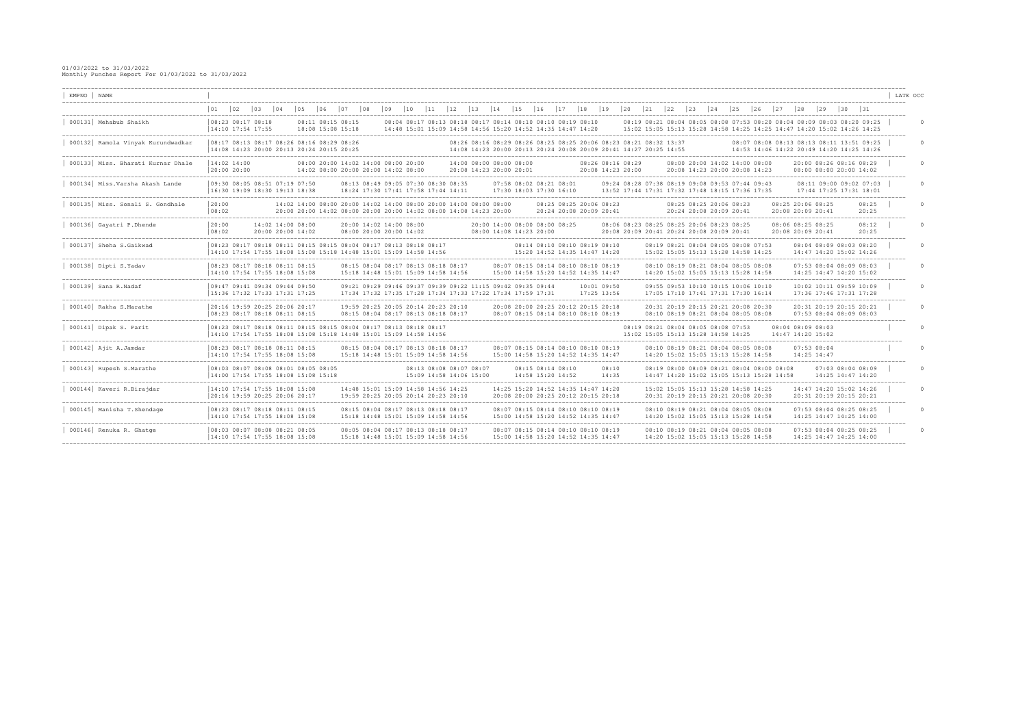01/03/2022 to 31/03/2022
Monthly Punches Report For 01/03/2022 to 31/03/2022

| EMPNO | NAME | 01 | 02 | 03 | 04 | 05 | 06 | 07 | 08 | 09 | 10 | 11 | 12 | 13 | 14 | 15 | 16 | 17 | 18 | 19 | 20 | 21 | 22 | 23 | 24 | 25 | 26 | 27 | 28 | 29 | 30 | 31 | LATE OCC |
|---|---|---|---|---|---|---|---|---|---|---|---|---|---|---|---|---|---|---|---|---|---|---|---|---|---|---|---|---|---|---|---|---|---|
| 000131 | Mehabub Shaikh | 08:23 | 08:17 | 08:18 | | 08:11 | 08:15 | 08:15 | | 08:04 | 08:17 | 08:13 | 08:18 | 08:17 | 08:14 | 08:10 | 08:10 | 08:19 | 08:10 | | 08:19 | 08:21 | 08:04 | 08:05 | 08:08 | 07:53 | 08:20 | 08:04 | 08:09 | 08:03 | 08:20 | 09:25 | 0 |
| | | 14:10 | 17:54 | 17:55 | | 18:08 | 15:08 | 15:18 | | 14:48 | 15:01 | 15:09 | 14:58 | 14:56 | 15:20 | 14:52 | 14:35 | 14:47 | 14:20 | | 15:02 | 15:05 | 15:13 | 15:28 | 14:58 | 14:25 | 14:25 | 14:47 | 14:20 | 15:02 | 14:26 | 14:25 | |
| 000132 | Ramola Vinyak Kurundwadkar | 08:17 | 08:13 | 08:17 | 08:26 | 08:16 | 08:29 | 08:26 | | | | 08:26 | 08:16 | 08:29 | 08:26 | 08:25 | 08:25 | 20:06 | 08:23 | 08:21 | 08:32 | 13:37 | | | | 08:07 | 08:08 | 08:13 | 08:13 | 08:11 | 13:51 | 09:25 | 0 |
| | | 14:08 | 14:23 | 20:00 | 20:13 | 20:24 | 20:15 | 20:25 | | | | 14:08 | 14:23 | 20:00 | 20:13 | 20:24 | 20:08 | 20:09 | 20:41 | 14:27 | 20:25 | 14:55 | | | | 14:53 | 14:46 | 14:22 | 20:49 | 14:20 | 14:25 | 14:26 | |
| 000133 | Miss. Bharati Kurnar Dhale | 14:02 | 14:00 | | | 08:00 | 20:00 | 14:02 | 14:00 | 08:00 | 20:00 | | 14:00 | 08:00 | 08:00 | 08:00 | | 08:26 | 08:16 | 08:29 | | 08:00 | 20:00 | 14:02 | 14:00 | 08:00 | | | 20:00 | 08:26 | 08:16 | 08:29 | 0 |
| | | 20:00 | 20:00 | | | 14:02 | 08:00 | 20:00 | 20:00 | 14:02 | 08:00 | | 20:08 | 14:23 | 20:00 | 20:01 | | 20:08 | 14:23 | 20:00 | | 20:08 | 14:23 | 20:00 | 20:08 | 14:23 | | | 08:00 | 08:00 | 20:00 | 14:02 | |
| 000134 | Miss.Varsha Akash Lande | 09:30 | 08:05 | 08:51 | 07:19 | 07:50 | | 08:13 | 08:49 | 09:05 | 07:30 | 08:30 | 08:35 | | 07:58 | 08:02 | 08:21 | 08:01 | | 09:24 | 08:28 | 07:38 | 08:19 | 09:08 | 09:53 | 07:44 | 09:43 | | 08:11 | 09:00 | 09:02 | 07:03 | 0 |
| | | 16:30 | 19:09 | 18:30 | 19:13 | 18:38 | | 18:24 | 17:30 | 17:41 | 17:58 | 17:44 | 14:11 | | 17:30 | 18:03 | 17:30 | 16:10 | | 13:52 | 17:44 | 17:31 | 17:32 | 17:48 | 18:15 | 17:36 | 17:35 | | 17:44 | 17:25 | 17:31 | 18:01 | |
| 000135 | Miss. Sonali S. Gondhale | 20:00 | | | | 14:02 | 14:00 | 08:00 | 20:00 | 14:02 | 14:00 | 08:00 | 20:00 | 14:00 | 08:00 | 08:00 | | 08:25 | 08:25 | 20:06 | 08:23 | | 08:25 | 08:25 | 20:06 | 08:23 | | 08:25 | 20:06 | 08:25 | | 08:25 | 0 |
| | | 08:02 | | | | 20:00 | 20:00 | 14:02 | 08:00 | 20:00 | 20:00 | 14:02 | 08:00 | 14:08 | 14:23 | 20:00 | | 20:24 | 20:08 | 20:09 | 20:41 | | 20:24 | 20:08 | 20:09 | 20:41 | | 20:08 | 20:09 | 20:41 | | 20:25 | |
| 000136 | Gayatri P.Dhende | 20:00 | | 14:02 | 14:00 | 08:00 | | 20:00 | 14:02 | 14:00 | 08:00 | | | 20:00 | 14:00 | 08:00 | 08:00 | 08:25 | | 08:06 | 08:23 | 08:25 | 08:25 | 20:06 | 08:23 | 08:25 | | 08:06 | 08:25 | 08:25 | | 08:12 | 0 |
| | | 08:02 | | 20:00 | 20:00 | 14:02 | | 08:00 | 20:00 | 20:00 | 14:02 | | | 08:00 | 14:08 | 14:23 | 20:00 | | | 20:08 | 20:09 | 20:41 | 20:24 | 20:08 | 20:09 | 20:41 | | 20:08 | 20:09 | 20:41 | | 20:25 | |
| 000137 | Sheha S.Gaikwad | 08:23 | 08:17 | 08:18 | 08:11 | 08:15 | 08:15 | 08:04 | 08:17 | 08:13 | 08:18 | 08:17 | | | 08:14 | 08:10 | 08:10 | 08:19 | 08:10 | | 08:19 | 08:21 | 08:04 | 08:05 | 08:08 | 07:53 | | | 08:04 | 08:09 | 08:03 | 08:20 | 0 |
| | | 14:10 | 17:54 | 17:55 | 18:08 | 15:08 | 15:18 | 14:48 | 15:01 | 15:09 | 14:58 | 14:56 | | | 15:20 | 14:52 | 14:35 | 14:47 | 14:20 | | 15:02 | 15:05 | 15:13 | 15:28 | 14:58 | 14:25 | | | 14:47 | 14:20 | 15:02 | 14:26 | |
| 000138 | Dipti S.Yadav | 08:23 | 08:17 | 08:18 | 08:11 | 08:15 | | 08:15 | 08:04 | 08:17 | 08:13 | 08:18 | 08:17 | | 08:07 | 08:15 | 08:14 | 08:10 | 08:10 | 08:19 | | 08:10 | 08:19 | 08:21 | 08:04 | 08:05 | 08:08 | | 07:53 | 08:04 | 08:09 | 08:03 | 0 |
| | | 14:10 | 17:54 | 17:55 | 18:08 | 15:08 | | 15:18 | 14:48 | 15:01 | 15:09 | 14:58 | 14:56 | | 15:00 | 14:58 | 15:20 | 14:52 | 14:35 | 14:47 | | 14:20 | 15:02 | 15:05 | 15:13 | 15:28 | 14:58 | | 14:25 | 14:47 | 14:20 | 15:02 | |
| 000139 | Sana R.Nadaf | 09:47 | 09:41 | 09:34 | 09:44 | 09:50 | | 09:21 | 09:29 | 09:46 | 09:37 | 09:39 | 09:22 | 11:15 | 09:42 | 09:35 | 09:44 | | 10:01 | 09:50 | | 09:55 | 09:53 | 10:10 | 10:15 | 10:06 | 10:10 | | 10:02 | 10:11 | 09:59 | 10:09 | 0 |
| | | 15:36 | 17:32 | 17:33 | 17:31 | 17:25 | | 17:34 | 17:32 | 17:35 | 17:28 | 17:34 | 17:33 | 17:22 | 17:34 | 17:59 | 17:31 | | 17:25 | 13:56 | | 17:05 | 17:10 | 17:41 | 17:31 | 17:30 | 16:14 | | 17:36 | 17:46 | 17:31 | 17:28 | |
| 000140 | Rakha S.Marathe | 20:16 | 19:59 | 20:25 | 20:06 | 20:17 | | 19:59 | 20:25 | 20:05 | 20:14 | 20:23 | 20:10 | | 20:08 | 20:00 | 20:25 | 20:12 | 20:15 | 20:18 | | 20:31 | 20:19 | 20:15 | 20:21 | 20:08 | 20:30 | | 20:31 | 20:19 | 20:15 | 20:21 | 0 |
| | | 08:23 | 08:17 | 08:18 | 08:11 | 08:15 | | 08:15 | 08:04 | 08:17 | 08:13 | 08:18 | 08:17 | | 08:07 | 08:15 | 08:14 | 08:10 | 08:10 | 08:19 | | 08:10 | 08:19 | 08:21 | 08:04 | 08:05 | 08:08 | | 07:53 | 08:04 | 08:09 | 08:03 | |
| 000141 | Dipak S. Parit | 08:23 | 08:17 | 08:18 | 08:11 | 08:15 | 08:15 | 08:04 | 08:17 | 08:13 | 08:18 | 08:17 | | | | | | | | | 08:19 | 08:21 | 08:04 | 08:05 | 08:08 | 07:53 | | | 08:04 | 08:09 | 08:03 | | 0 |
| | | 14:10 | 17:54 | 17:55 | 18:08 | 15:08 | 15:18 | 14:48 | 15:01 | 15:09 | 14:58 | 14:56 | | | | | | | | | 15:02 | 15:05 | 15:13 | 15:28 | 14:58 | 14:25 | | | 14:47 | 14:20 | 15:02 | | |
| 000142 | Ajit A.Jamdar | 08:23 | 08:17 | 08:18 | 08:11 | 08:15 | | 08:15 | 08:04 | 08:17 | 08:13 | 08:18 | 08:17 | | 08:07 | 08:15 | 08:14 | 08:10 | 08:10 | 08:19 | | 08:10 | 08:19 | 08:21 | 08:04 | 08:05 | 08:08 | | 07:53 | 08:04 | | | 0 |
| | | 14:10 | 17:54 | 17:55 | 18:08 | 15:08 | | 15:18 | 14:48 | 15:01 | 15:09 | 14:58 | 14:56 | | 15:00 | 14:58 | 15:20 | 14:52 | 14:35 | 14:47 | | 14:20 | 15:02 | 15:05 | 15:13 | 15:28 | 14:58 | | 14:25 | 14:47 | | | |
| 000143 | Rupesh S.Marathe | 08:03 | 08:07 | 08:08 | 08:01 | 08:05 | 08:05 | | | | 08:13 | 08:08 | 08:07 | 08:07 | | 08:15 | 08:14 | 08:10 | | 08:10 | | 08:19 | 08:00 | 08:09 | 08:21 | 08:04 | 08:00 | 08:08 | | 07:03 | 08:04 | 08:09 | 0 |
| | | 14:00 | 17:54 | 17:55 | 18:08 | 15:08 | 15:18 | | | | 15:09 | 14:58 | 14:06 | 15:00 | | 14:58 | 15:20 | 14:52 | | 14:35 | | 14:47 | 14:20 | 15:02 | 15:05 | 15:13 | 15:28 | 14:58 | | 14:25 | 14:47 | 14:20 | |
| 000144 | Kaveri R.Birajdar | 14:10 | 17:54 | 17:55 | 18:08 | 15:08 | | 14:48 | 15:01 | 15:09 | 14:58 | 14:56 | 14:25 | | 14:25 | 15:20 | 14:52 | 14:35 | 14:47 | 14:20 | | 15:02 | 15:05 | 15:13 | 15:28 | 14:58 | 14:25 | | 14:47 | 14:20 | 15:02 | 14:26 | 0 |
| | | 20:16 | 19:59 | 20:25 | 20:06 | 20:17 | | 19:59 | 20:25 | 20:05 | 20:14 | 20:23 | 20:10 | | 20:08 | 20:00 | 20:25 | 20:12 | 20:15 | 20:18 | | 20:31 | 20:19 | 20:15 | 20:21 | 20:08 | 20:30 | | 20:31 | 20:19 | 20:15 | 20:21 | |
| 000145 | Manisha T.Shendage | 08:23 | 08:17 | 08:18 | 08:11 | 08:15 | | 08:15 | 08:04 | 08:17 | 08:13 | 08:18 | 08:17 | | 08:07 | 08:15 | 08:14 | 08:10 | 08:10 | 08:19 | | 08:10 | 08:19 | 08:21 | 08:04 | 08:05 | 08:08 | | 07:53 | 08:04 | 08:25 | 08:25 | 0 |
| | | 14:10 | 17:54 | 17:55 | 18:08 | 15:08 | | 15:18 | 14:48 | 15:01 | 15:09 | 14:58 | 14:56 | | 15:00 | 14:58 | 15:20 | 14:52 | 14:35 | 14:47 | | 14:20 | 15:02 | 15:05 | 15:13 | 15:28 | 14:58 | | 14:25 | 14:47 | 14:25 | 14:00 | |
| 000146 | Renuka R. Ghatge | 08:03 | 08:07 | 08:08 | 08:21 | 08:05 | | 08:05 | 08:04 | 08:17 | 08:13 | 08:18 | 08:17 | | 08:07 | 08:15 | 08:14 | 08:10 | 08:10 | 08:19 | | 08:10 | 08:19 | 08:21 | 08:04 | 08:05 | 08:08 | | 07:53 | 08:04 | 08:25 | 08:25 | 0 |
| | | 14:10 | 17:54 | 17:55 | 18:08 | 15:08 | | 15:18 | 14:48 | 15:01 | 15:09 | 14:58 | 14:56 | | 15:00 | 14:58 | 15:20 | 14:52 | 14:35 | 14:47 | | 14:20 | 15:02 | 15:05 | 15:13 | 15:28 | 14:58 | | 14:25 | 14:47 | 14:25 | 14:00 | |